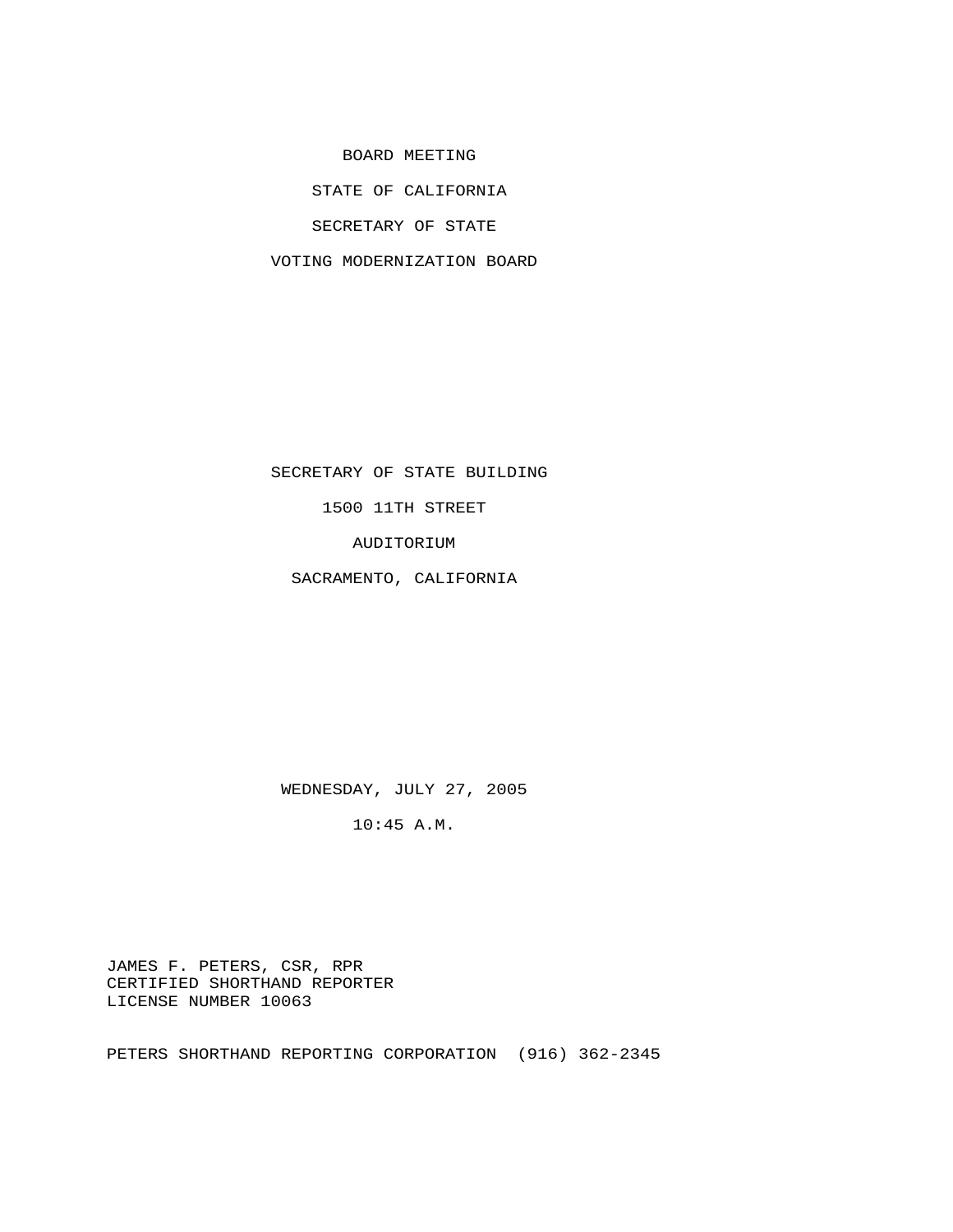# BOARD MEETING

## STATE OF CALIFORNIA

## SECRETARY OF STATE

## VOTING MODERNIZATION BOARD

SECRETARY OF STATE BUILDING

1500 11TH STREET

AUDITORIUM

SACRAMENTO, CALIFORNIA

WEDNESDAY, JULY 27, 2005

10:45 A.M.

JAMES F. PETERS, CSR, RPR
CERTIFIED SHORTHAND REPORTER
LICENSE NUMBER 10063

PETERS SHORTHAND REPORTING CORPORATION (916) 362-2345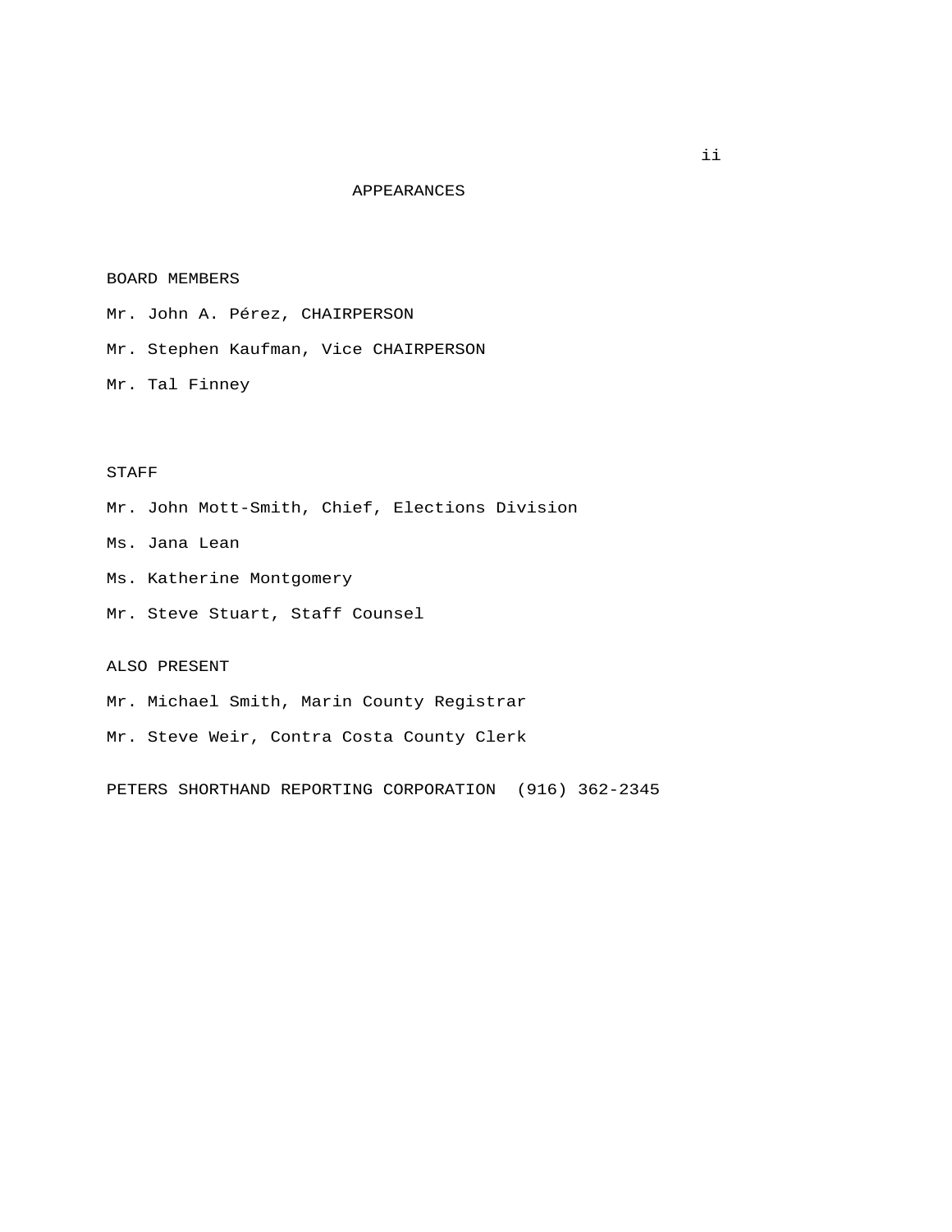# APPEARANCES

BOARD MEMBERS

Mr. John A. Pérez, CHAIRPERSON

Mr. Stephen Kaufman, Vice CHAIRPERSON

Mr. Tal Finney

STAFF

Mr. John Mott-Smith, Chief, Elections Division

Ms. Jana Lean

Ms. Katherine Montgomery

Mr. Steve Stuart, Staff Counsel

ALSO PRESENT

Mr. Michael Smith, Marin County Registrar

Mr. Steve Weir, Contra Costa County Clerk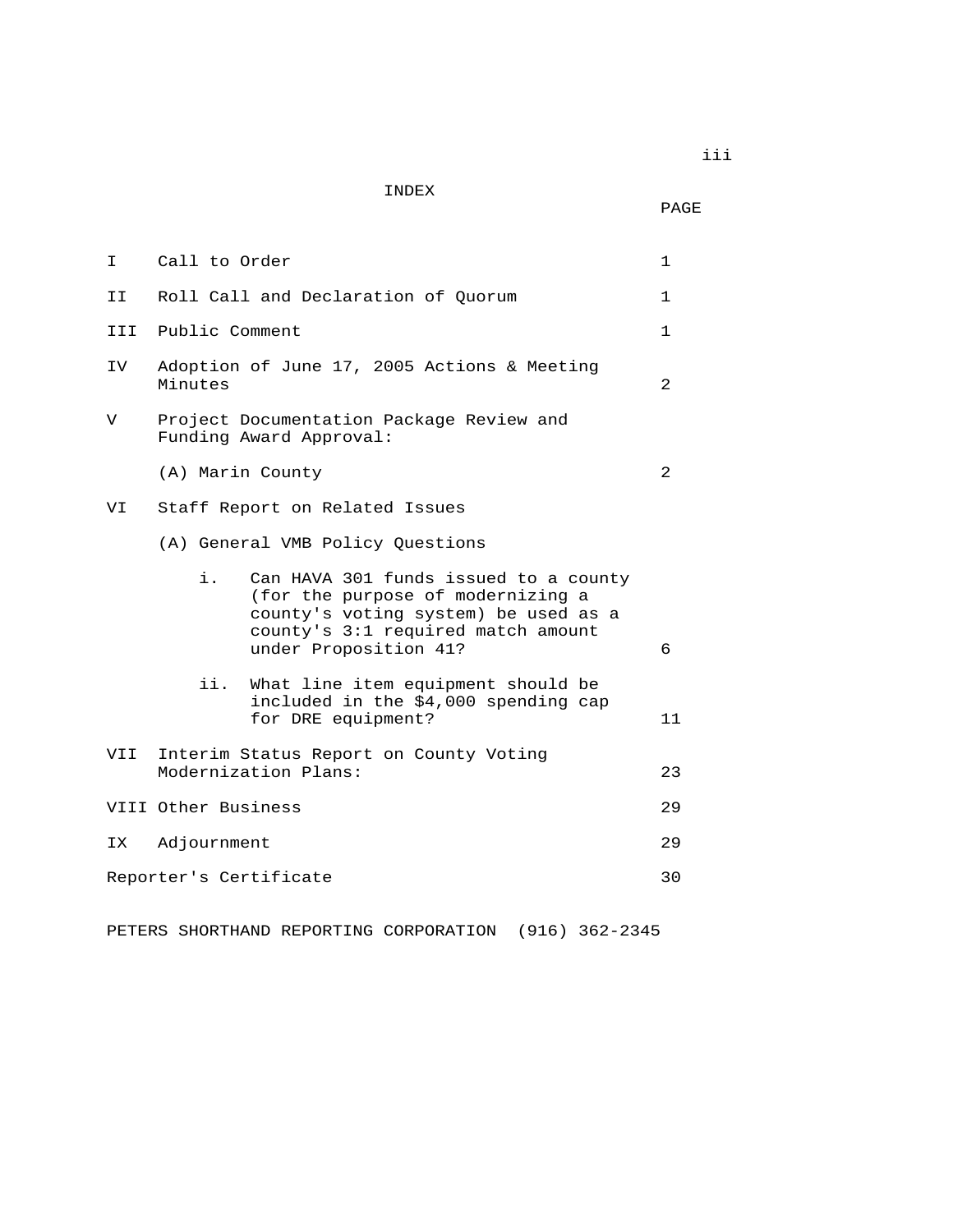# INDEX

| | | PAGE |
|---|---|---|
| I | Call to Order | 1 |
| II | Roll Call and Declaration of Quorum | 1 |
| III | Public Comment | 1 |
| IV | Adoption of June 17, 2005 Actions & Meeting Minutes | 2 |
| V | Project Documentation Package Review and Funding Award Approval: | |
| | (A) Marin County | 2 |
| VI | Staff Report on Related Issues | |
| | (A) General VMB Policy Questions | |
| | i. Can HAVA 301 funds issued to a county (for the purpose of modernizing a county's voting system) be used as a county's 3:1 required match amount under Proposition 41? | 6 |
| | ii. What line item equipment should be included in the $4,000 spending cap for DRE equipment? | 11 |
| VII | Interim Status Report on County Voting Modernization Plans: | 23 |
| VIII | Other Business | 29 |
| IX | Adjournment | 29 |
| | Reporter's Certificate | 30 |

PETERS SHORTHAND REPORTING CORPORATION (916) 362-2345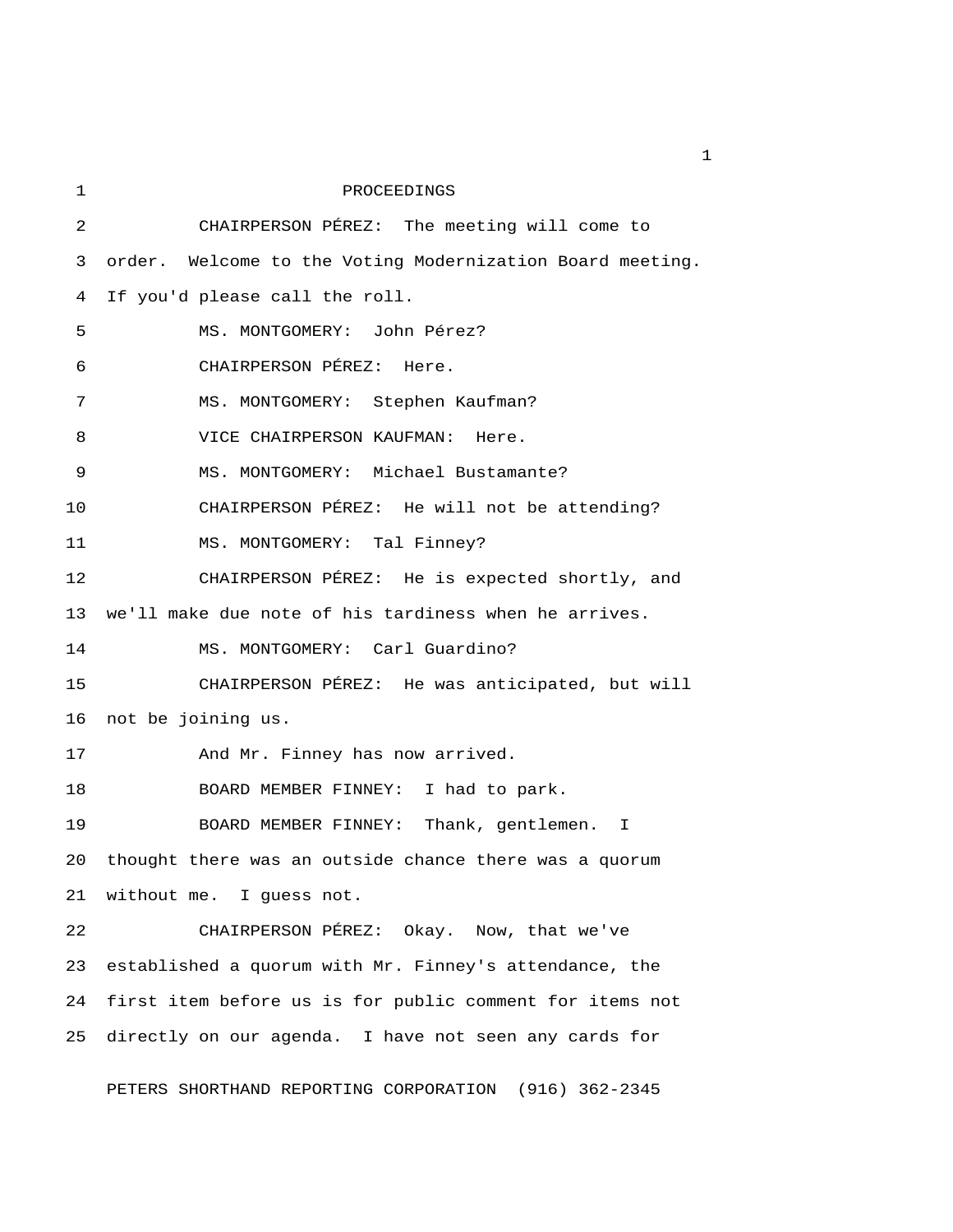PROCEEDINGS

CHAIRPERSON PÉREZ: The meeting will come to order. Welcome to the Voting Modernization Board meeting. If you'd please call the roll.

MS. MONTGOMERY: John Pérez?

CHAIRPERSON PÉREZ: Here.

MS. MONTGOMERY: Stephen Kaufman?

VICE CHAIRPERSON KAUFMAN: Here.

MS. MONTGOMERY: Michael Bustamante?

CHAIRPERSON PÉREZ: He will not be attending?

MS. MONTGOMERY: Tal Finney?

CHAIRPERSON PÉREZ: He is expected shortly, and we'll make due note of his tardiness when he arrives.

MS. MONTGOMERY: Carl Guardino?

CHAIRPERSON PÉREZ: He was anticipated, but will not be joining us.

And Mr. Finney has now arrived.

BOARD MEMBER FINNEY: I had to park.

BOARD MEMBER FINNEY: Thank, gentlemen. I thought there was an outside chance there was a quorum without me. I guess not.

CHAIRPERSON PÉREZ: Okay. Now, that we've established a quorum with Mr. Finney's attendance, the first item before us is for public comment for items not directly on our agenda. I have not seen any cards for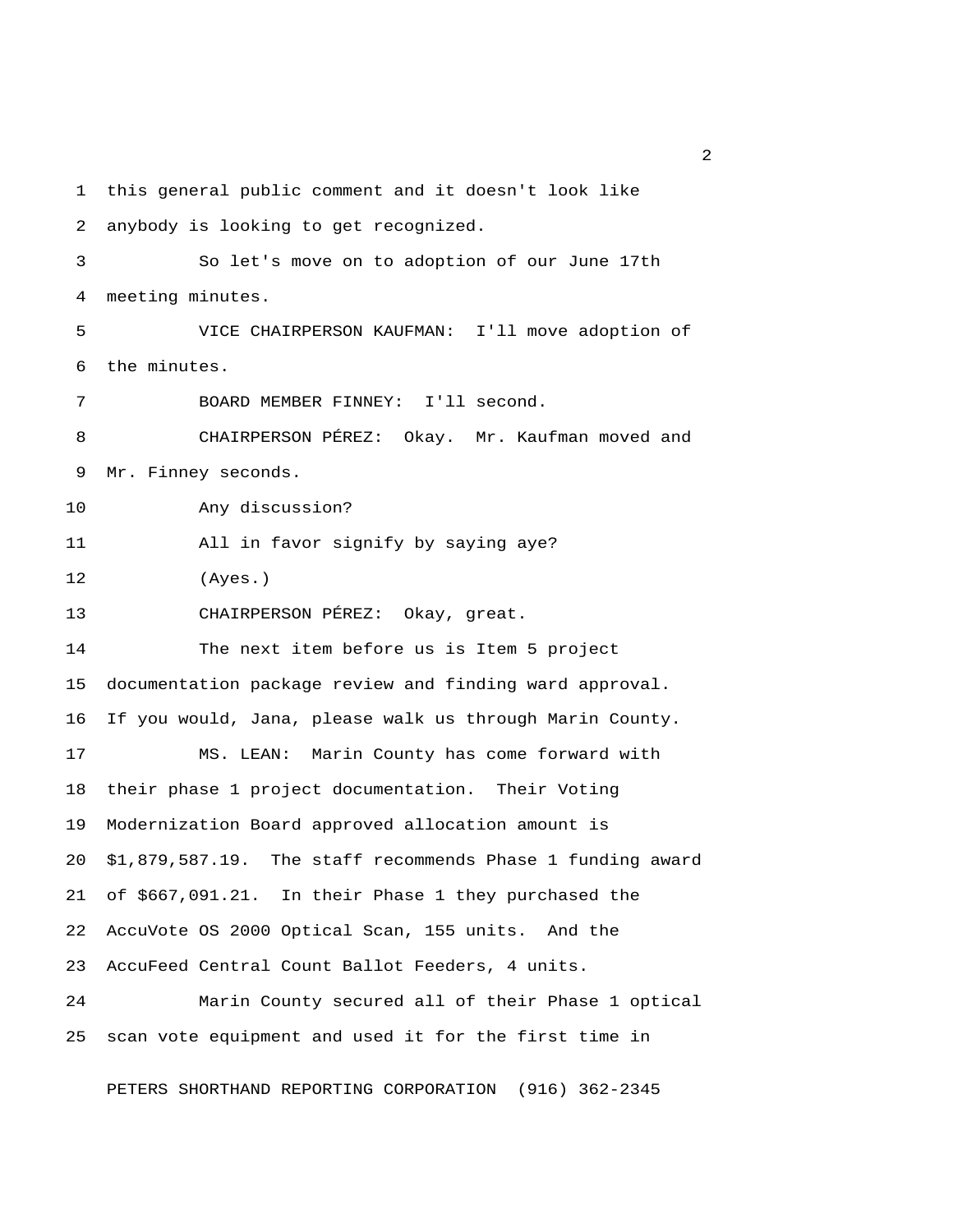this general public comment and it doesn't look like anybody is looking to get recognized.

So let's move on to adoption of our June 17th meeting minutes.

VICE CHAIRPERSON KAUFMAN: I'll move adoption of the minutes.

BOARD MEMBER FINNEY: I'll second.

CHAIRPERSON PÉREZ: Okay. Mr. Kaufman moved and Mr. Finney seconds.

Any discussion?

All in favor signify by saying aye?

(Ayes.)

CHAIRPERSON PÉREZ: Okay, great.

The next item before us is Item 5 project documentation package review and finding ward approval. If you would, Jana, please walk us through Marin County.

MS. LEAN: Marin County has come forward with their phase 1 project documentation. Their Voting Modernization Board approved allocation amount is $1,879,587.19. The staff recommends Phase 1 funding award of $667,091.21. In their Phase 1 they purchased the AccuVote OS 2000 Optical Scan, 155 units. And the AccuFeed Central Count Ballot Feeders, 4 units.

Marin County secured all of their Phase 1 optical scan vote equipment and used it for the first time in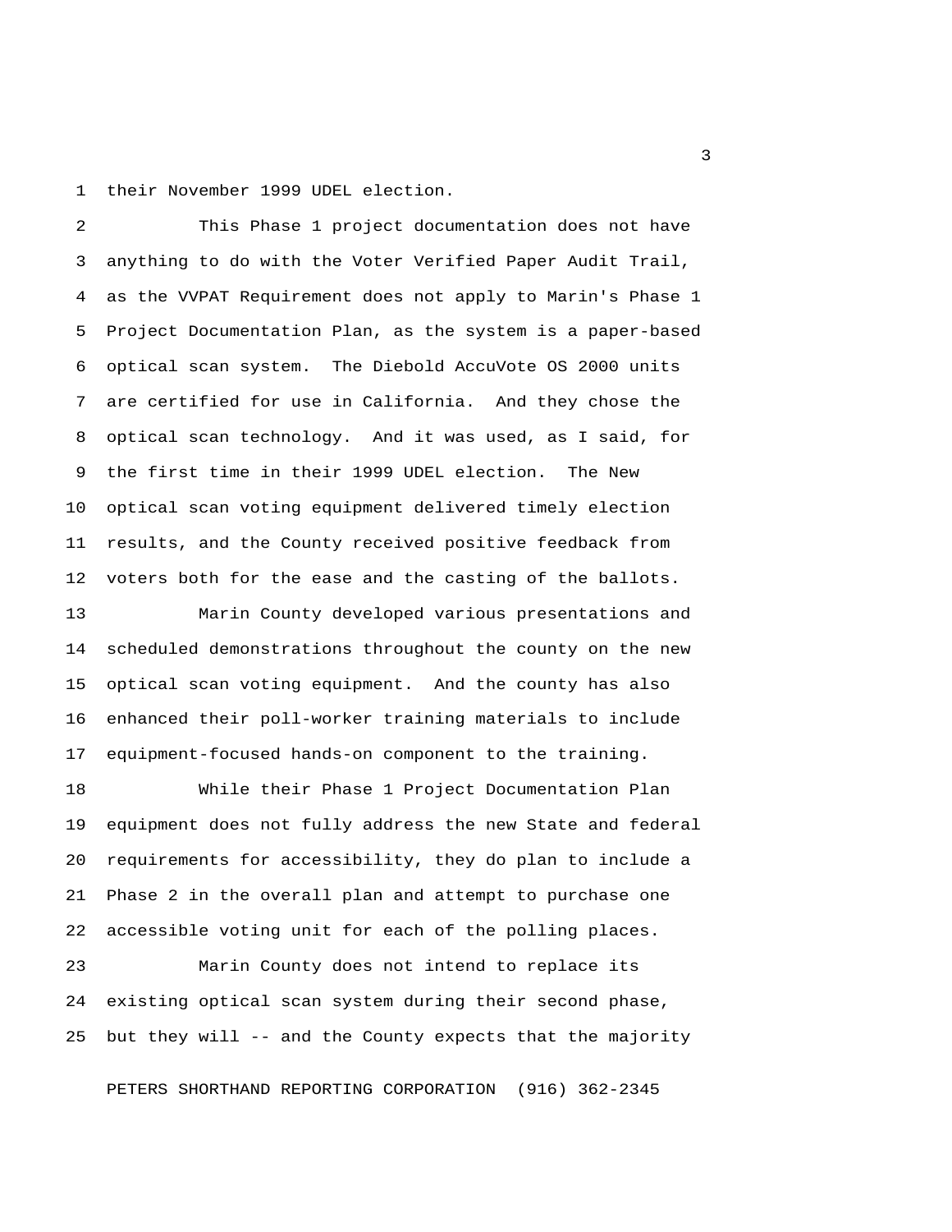their November 1999 UDEL election.

This Phase 1 project documentation does not have anything to do with the Voter Verified Paper Audit Trail, as the VVPAT Requirement does not apply to Marin's Phase 1 Project Documentation Plan, as the system is a paper-based optical scan system. The Diebold AccuVote OS 2000 units are certified for use in California. And they chose the optical scan technology. And it was used, as I said, for the first time in their 1999 UDEL election. The New optical scan voting equipment delivered timely election results, and the County received positive feedback from voters both for the ease and the casting of the ballots.

Marin County developed various presentations and scheduled demonstrations throughout the county on the new optical scan voting equipment. And the county has also enhanced their poll-worker training materials to include equipment-focused hands-on component to the training.

While their Phase 1 Project Documentation Plan equipment does not fully address the new State and federal requirements for accessibility, they do plan to include a Phase 2 in the overall plan and attempt to purchase one accessible voting unit for each of the polling places.

Marin County does not intend to replace its existing optical scan system during their second phase, but they will -- and the County expects that the majority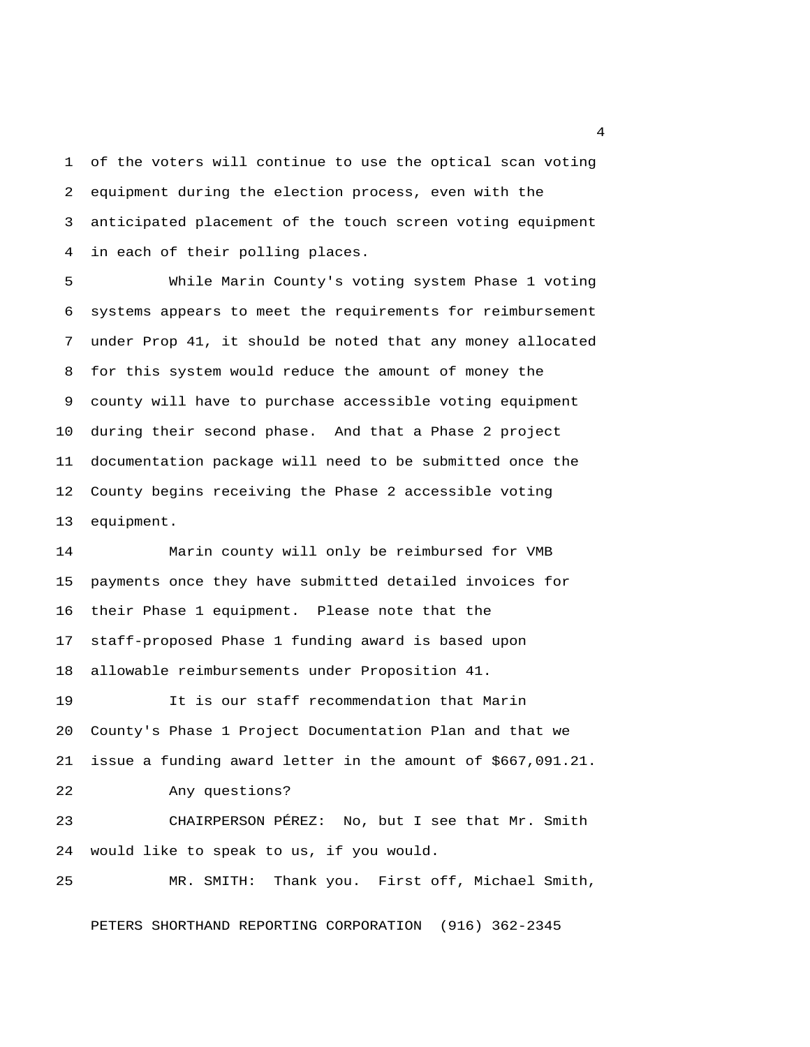of the voters will continue to use the optical scan voting equipment during the election process, even with the anticipated placement of the touch screen voting equipment in each of their polling places.

While Marin County's voting system Phase 1 voting systems appears to meet the requirements for reimbursement under Prop 41, it should be noted that any money allocated for this system would reduce the amount of money the county will have to purchase accessible voting equipment during their second phase. And that a Phase 2 project documentation package will need to be submitted once the County begins receiving the Phase 2 accessible voting equipment.

Marin county will only be reimbursed for VMB payments once they have submitted detailed invoices for their Phase 1 equipment. Please note that the staff-proposed Phase 1 funding award is based upon allowable reimbursements under Proposition 41.

It is our staff recommendation that Marin County's Phase 1 Project Documentation Plan and that we issue a funding award letter in the amount of $667,091.21.

Any questions?

CHAIRPERSON PÉREZ: No, but I see that Mr. Smith would like to speak to us, if you would.

MR. SMITH: Thank you. First off, Michael Smith,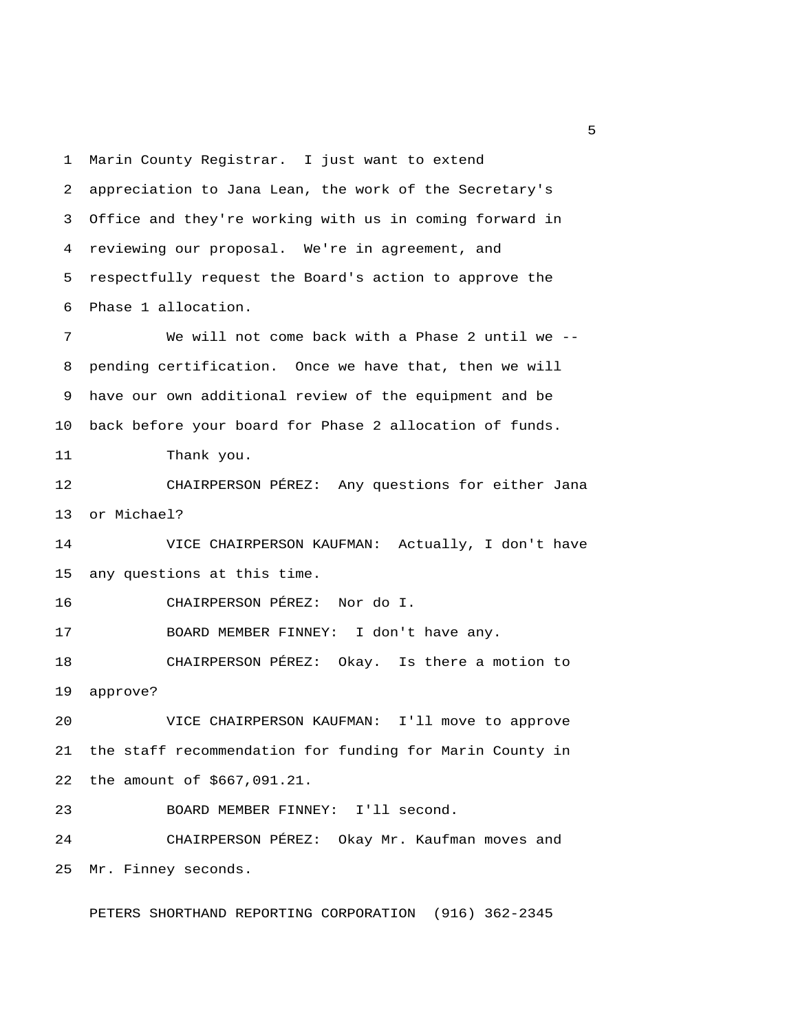Marin County Registrar. I just want to extend appreciation to Jana Lean, the work of the Secretary's Office and they're working with us in coming forward in reviewing our proposal. We're in agreement, and respectfully request the Board's action to approve the Phase 1 allocation.

We will not come back with a Phase 2 until we -- pending certification. Once we have that, then we will have our own additional review of the equipment and be back before your board for Phase 2 allocation of funds.

Thank you.

CHAIRPERSON PÉREZ: Any questions for either Jana or Michael?

VICE CHAIRPERSON KAUFMAN: Actually, I don't have any questions at this time.

CHAIRPERSON PÉREZ: Nor do I.

BOARD MEMBER FINNEY: I don't have any.

CHAIRPERSON PÉREZ: Okay. Is there a motion to approve?

VICE CHAIRPERSON KAUFMAN: I'll move to approve the staff recommendation for funding for Marin County in the amount of $667,091.21.

BOARD MEMBER FINNEY: I'll second.

CHAIRPERSON PÉREZ: Okay Mr. Kaufman moves and Mr. Finney seconds.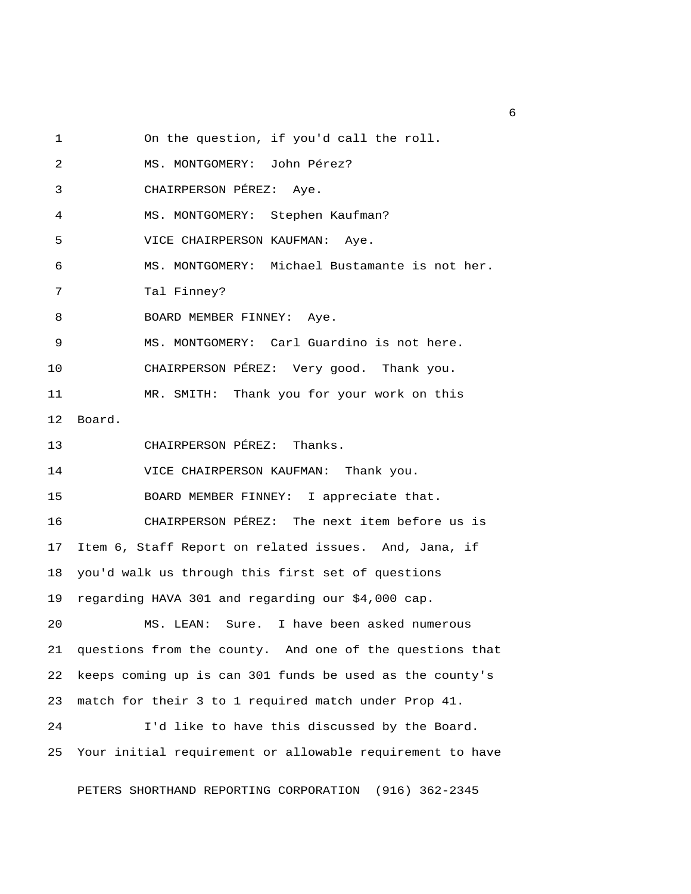1 On the question, if you'd call the roll.

2 MS. MONTGOMERY: John Pérez?

3 CHAIRPERSON PÉREZ: Aye.

4 MS. MONTGOMERY: Stephen Kaufman?

5 VICE CHAIRPERSON KAUFMAN: Aye.

6 MS. MONTGOMERY: Michael Bustamante is not her.

7 Tal Finney?

8 BOARD MEMBER FINNEY: Aye.

9 MS. MONTGOMERY: Carl Guardino is not here.

10 CHAIRPERSON PÉREZ: Very good. Thank you.

11 MR. SMITH: Thank you for your work on this

12 Board.

13 CHAIRPERSON PÉREZ: Thanks.

14 VICE CHAIRPERSON KAUFMAN: Thank you.

15 BOARD MEMBER FINNEY: I appreciate that.

16 CHAIRPERSON PÉREZ: The next item before us is

17 Item 6, Staff Report on related issues. And, Jana, if

18 you'd walk us through this first set of questions

19 regarding HAVA 301 and regarding our $4,000 cap.

20 MS. LEAN: Sure. I have been asked numerous

21 questions from the county. And one of the questions that

22 keeps coming up is can 301 funds be used as the county's

23 match for their 3 to 1 required match under Prop 41.

24 I'd like to have this discussed by the Board.

25 Your initial requirement or allowable requirement to have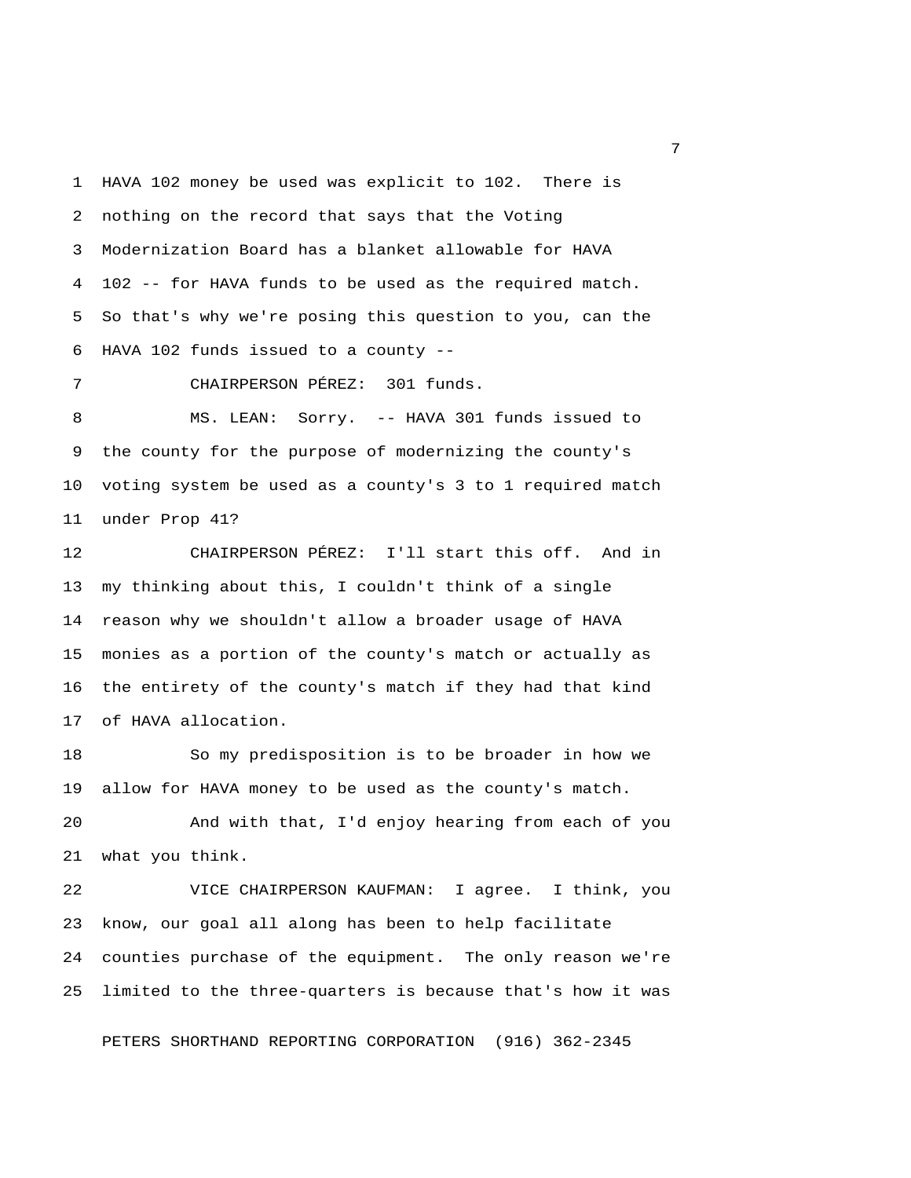HAVA 102 money be used was explicit to 102. There is nothing on the record that says that the Voting Modernization Board has a blanket allowable for HAVA 102 -- for HAVA funds to be used as the required match. So that's why we're posing this question to you, can the HAVA 102 funds issued to a county --

CHAIRPERSON PÉREZ: 301 funds.

MS. LEAN: Sorry. -- HAVA 301 funds issued to the county for the purpose of modernizing the county's voting system be used as a county's 3 to 1 required match under Prop 41?

CHAIRPERSON PÉREZ: I'll start this off. And in my thinking about this, I couldn't think of a single reason why we shouldn't allow a broader usage of HAVA monies as a portion of the county's match or actually as the entirety of the county's match if they had that kind of HAVA allocation.

So my predisposition is to be broader in how we allow for HAVA money to be used as the county's match.

And with that, I'd enjoy hearing from each of you what you think.

VICE CHAIRPERSON KAUFMAN: I agree. I think, you know, our goal all along has been to help facilitate counties purchase of the equipment. The only reason we're limited to the three-quarters is because that's how it was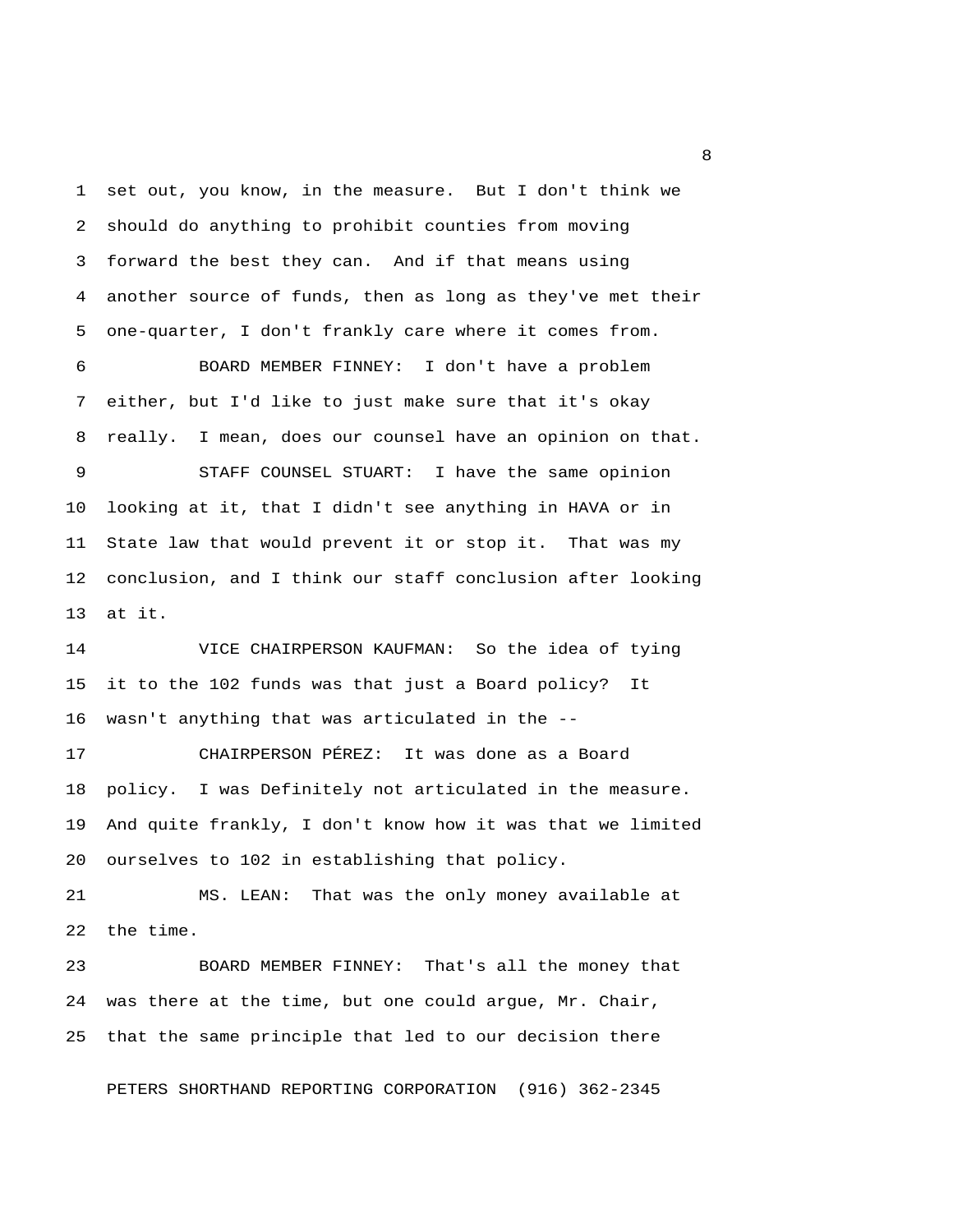set out, you know, in the measure. But I don't think we should do anything to prohibit counties from moving forward the best they can. And if that means using another source of funds, then as long as they've met their one-quarter, I don't frankly care where it comes from.

BOARD MEMBER FINNEY: I don't have a problem either, but I'd like to just make sure that it's okay really. I mean, does our counsel have an opinion on that.

STAFF COUNSEL STUART: I have the same opinion looking at it, that I didn't see anything in HAVA or in State law that would prevent it or stop it. That was my conclusion, and I think our staff conclusion after looking at it.

VICE CHAIRPERSON KAUFMAN: So the idea of tying it to the 102 funds was that just a Board policy? It wasn't anything that was articulated in the --

CHAIRPERSON PÉREZ: It was done as a Board policy. I was Definitely not articulated in the measure. And quite frankly, I don't know how it was that we limited ourselves to 102 in establishing that policy.

MS. LEAN: That was the only money available at the time.

BOARD MEMBER FINNEY: That's all the money that was there at the time, but one could argue, Mr. Chair, that the same principle that led to our decision there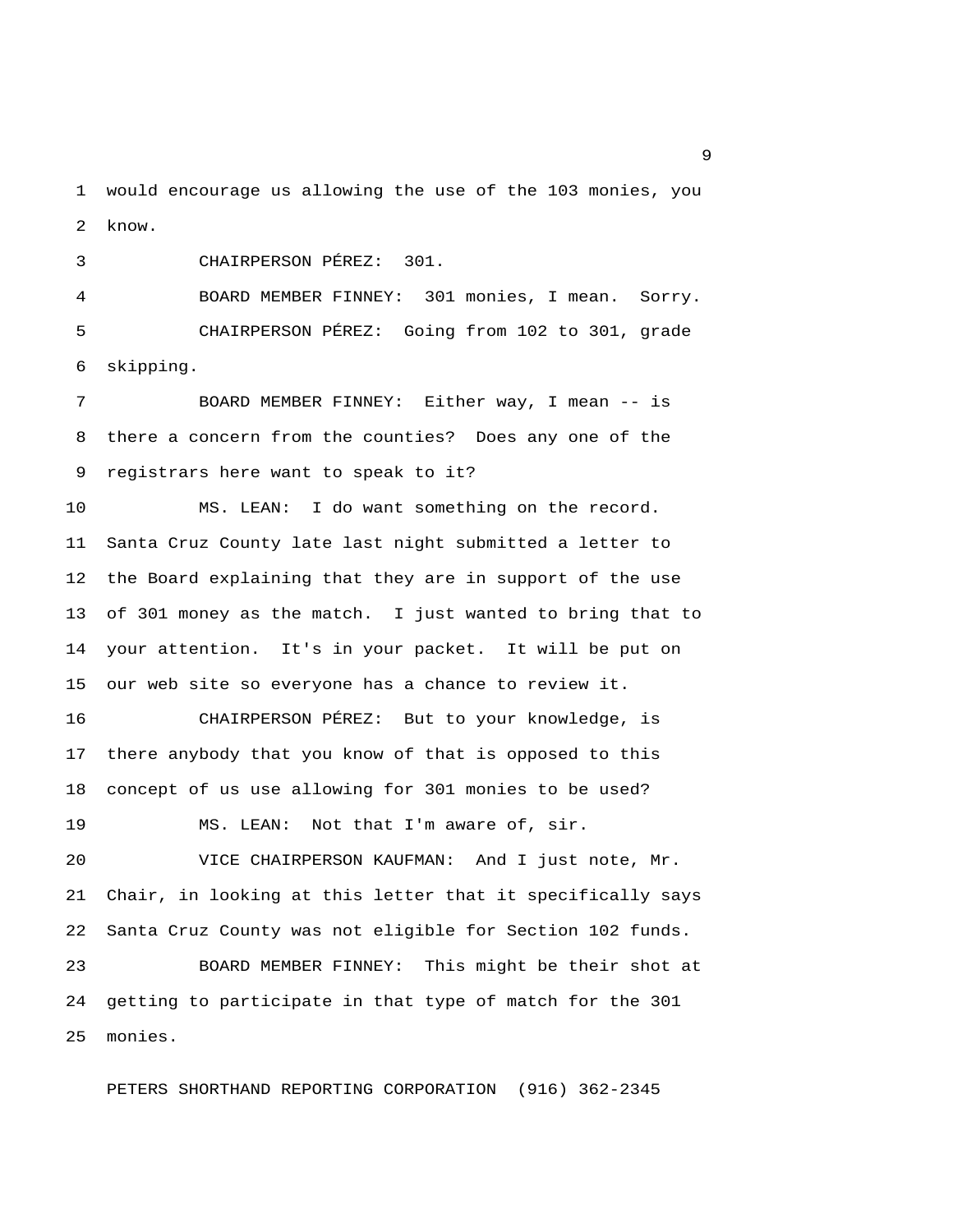would encourage us allowing the use of the 103 monies, you know.

CHAIRPERSON PÉREZ: 301.

BOARD MEMBER FINNEY: 301 monies, I mean. Sorry.

CHAIRPERSON PÉREZ: Going from 102 to 301, grade skipping.

BOARD MEMBER FINNEY: Either way, I mean -- is there a concern from the counties? Does any one of the registrars here want to speak to it?

MS. LEAN: I do want something on the record. Santa Cruz County late last night submitted a letter to the Board explaining that they are in support of the use of 301 money as the match. I just wanted to bring that to your attention. It's in your packet. It will be put on our web site so everyone has a chance to review it.

CHAIRPERSON PÉREZ: But to your knowledge, is there anybody that you know of that is opposed to this concept of us use allowing for 301 monies to be used?

MS. LEAN: Not that I'm aware of, sir.

VICE CHAIRPERSON KAUFMAN: And I just note, Mr. Chair, in looking at this letter that it specifically says Santa Cruz County was not eligible for Section 102 funds.

BOARD MEMBER FINNEY: This might be their shot at getting to participate in that type of match for the 301 monies.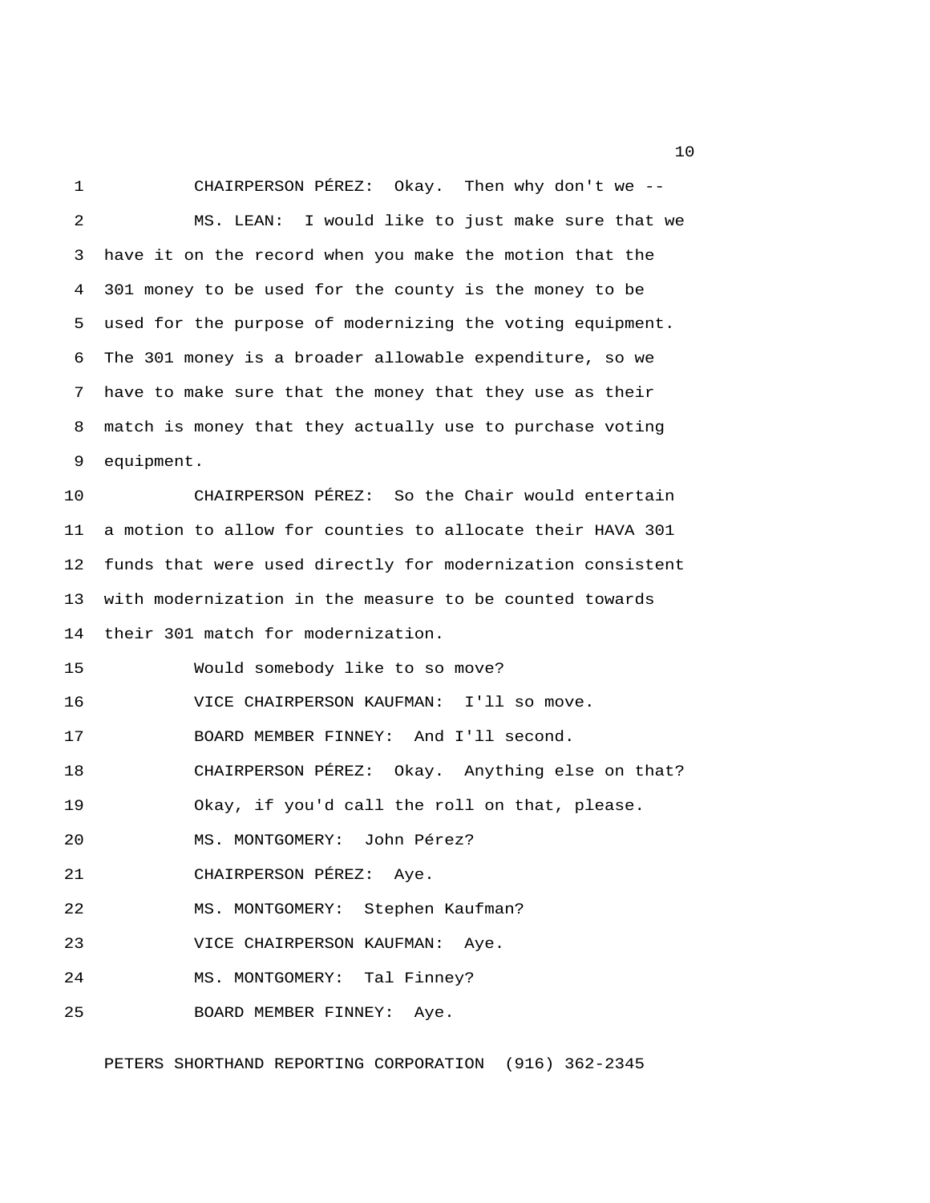CHAIRPERSON PÉREZ: Okay. Then why don't we --

MS. LEAN: I would like to just make sure that we have it on the record when you make the motion that the 301 money to be used for the county is the money to be used for the purpose of modernizing the voting equipment. The 301 money is a broader allowable expenditure, so we have to make sure that the money that they use as their match is money that they actually use to purchase voting equipment.

CHAIRPERSON PÉREZ: So the Chair would entertain a motion to allow for counties to allocate their HAVA 301 funds that were used directly for modernization consistent with modernization in the measure to be counted towards their 301 match for modernization.

Would somebody like to so move?

VICE CHAIRPERSON KAUFMAN: I'll so move.

BOARD MEMBER FINNEY: And I'll second.

CHAIRPERSON PÉREZ: Okay. Anything else on that?

Okay, if you'd call the roll on that, please.

MS. MONTGOMERY: John Pérez?

CHAIRPERSON PÉREZ: Aye.

MS. MONTGOMERY: Stephen Kaufman?

VICE CHAIRPERSON KAUFMAN: Aye.

MS. MONTGOMERY: Tal Finney?

BOARD MEMBER FINNEY: Aye.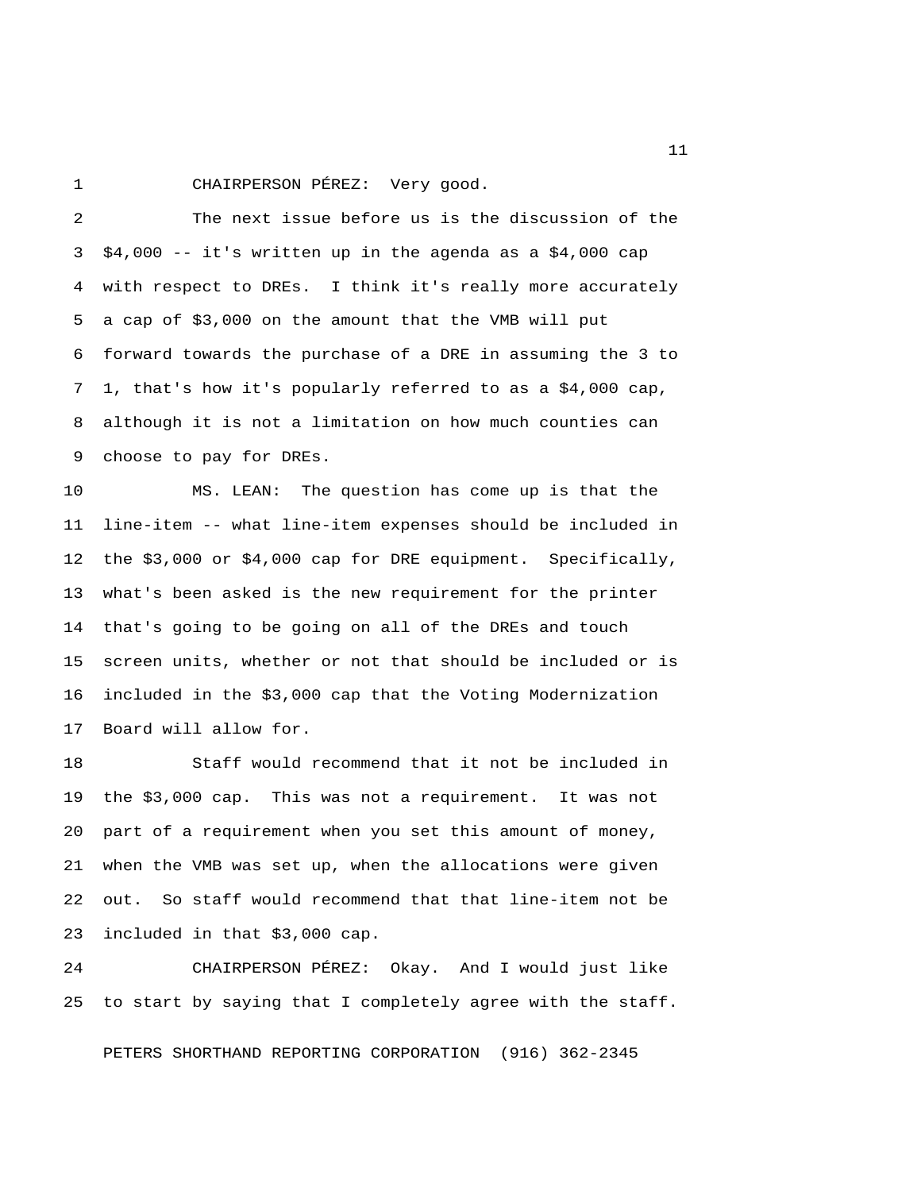CHAIRPERSON PÉREZ: Very good.

The next issue before us is the discussion of the $4,000 -- it's written up in the agenda as a $4,000 cap with respect to DREs. I think it's really more accurately a cap of $3,000 on the amount that the VMB will put forward towards the purchase of a DRE in assuming the 3 to 1, that's how it's popularly referred to as a $4,000 cap, although it is not a limitation on how much counties can choose to pay for DREs.

MS. LEAN: The question has come up is that the line-item -- what line-item expenses should be included in the $3,000 or $4,000 cap for DRE equipment. Specifically, what's been asked is the new requirement for the printer that's going to be going on all of the DREs and touch screen units, whether or not that should be included or is included in the $3,000 cap that the Voting Modernization Board will allow for.

Staff would recommend that it not be included in the $3,000 cap. This was not a requirement. It was not part of a requirement when you set this amount of money, when the VMB was set up, when the allocations were given out. So staff would recommend that that line-item not be included in that $3,000 cap.

CHAIRPERSON PÉREZ: Okay. And I would just like to start by saying that I completely agree with the staff.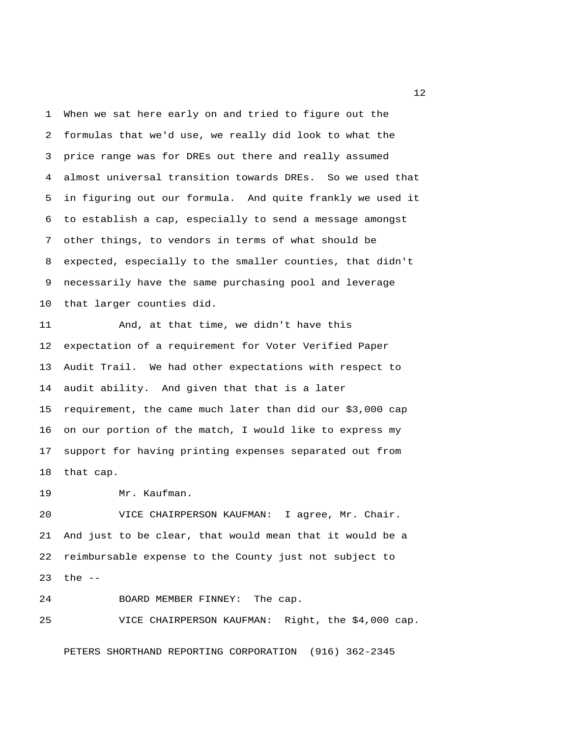When we sat here early on and tried to figure out the formulas that we'd use, we really did look to what the price range was for DREs out there and really assumed almost universal transition towards DREs. So we used that in figuring out our formula. And quite frankly we used it to establish a cap, especially to send a message amongst other things, to vendors in terms of what should be expected, especially to the smaller counties, that didn't necessarily have the same purchasing pool and leverage that larger counties did.

And, at that time, we didn't have this expectation of a requirement for Voter Verified Paper Audit Trail. We had other expectations with respect to audit ability. And given that that is a later requirement, the came much later than did our $3,000 cap on our portion of the match, I would like to express my support for having printing expenses separated out from that cap.

Mr. Kaufman.

VICE CHAIRPERSON KAUFMAN: I agree, Mr. Chair. And just to be clear, that would mean that it would be a reimbursable expense to the County just not subject to the --

BOARD MEMBER FINNEY: The cap.

VICE CHAIRPERSON KAUFMAN: Right, the $4,000 cap.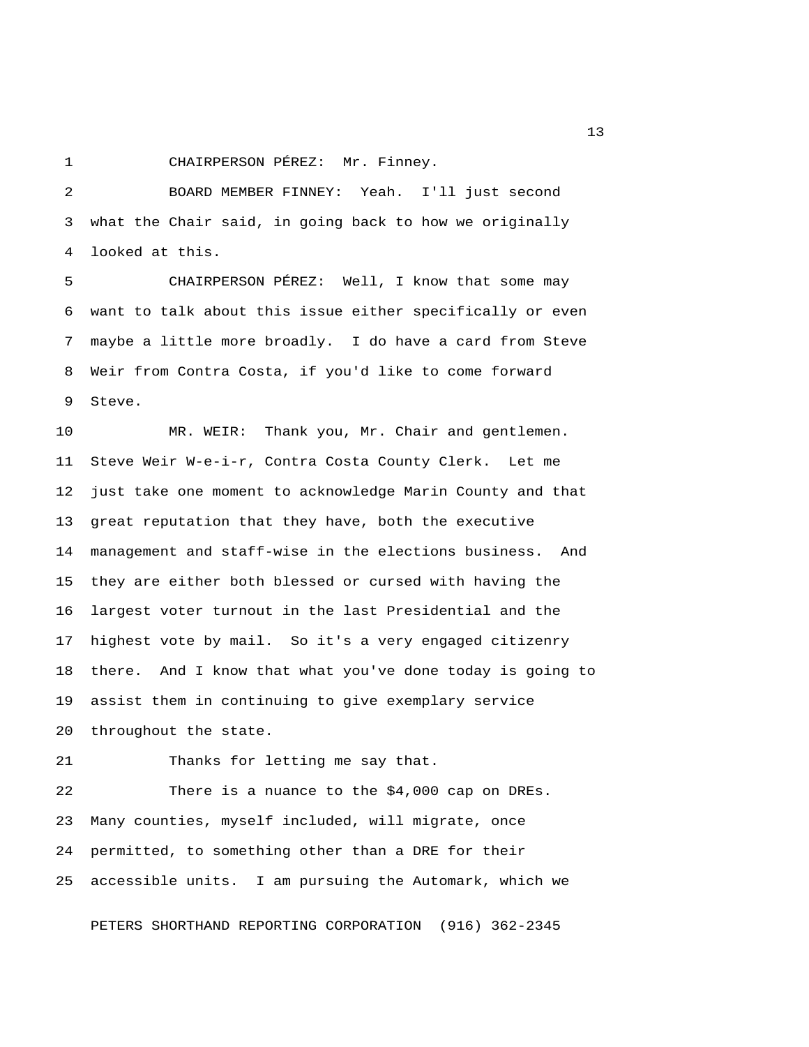CHAIRPERSON PÉREZ: Mr. Finney.

BOARD MEMBER FINNEY: Yeah. I'll just second what the Chair said, in going back to how we originally looked at this.

CHAIRPERSON PÉREZ: Well, I know that some may want to talk about this issue either specifically or even maybe a little more broadly. I do have a card from Steve Weir from Contra Costa, if you'd like to come forward Steve.

MR. WEIR: Thank you, Mr. Chair and gentlemen. Steve Weir W-e-i-r, Contra Costa County Clerk. Let me just take one moment to acknowledge Marin County and that great reputation that they have, both the executive management and staff-wise in the elections business. And they are either both blessed or cursed with having the largest voter turnout in the last Presidential and the highest vote by mail. So it's a very engaged citizenry there. And I know that what you've done today is going to assist them in continuing to give exemplary service throughout the state.

Thanks for letting me say that.

There is a nuance to the $4,000 cap on DREs. Many counties, myself included, will migrate, once permitted, to something other than a DRE for their accessible units. I am pursuing the Automark, which we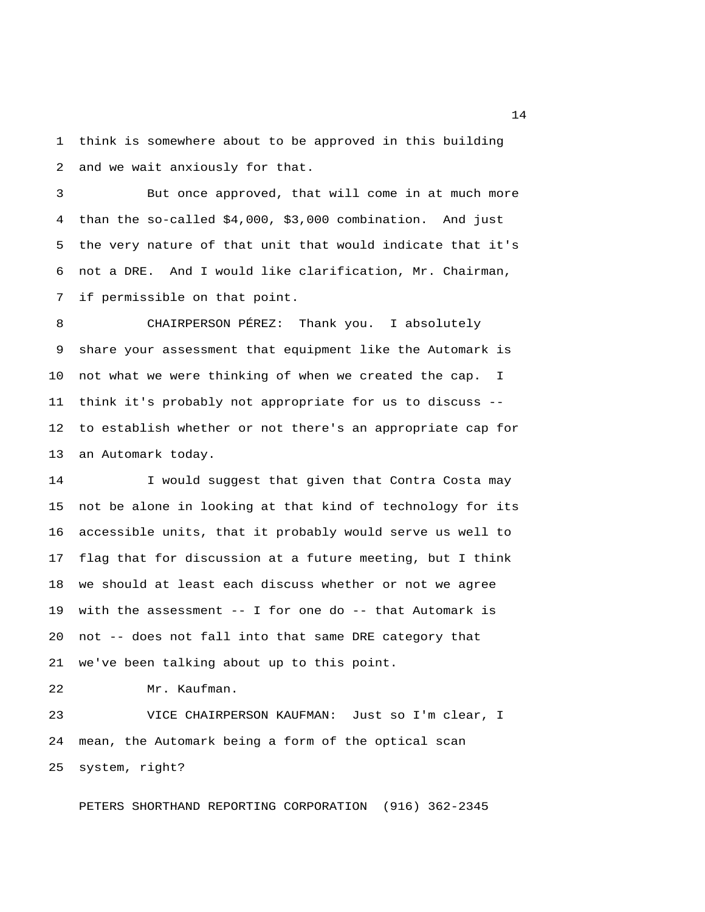think is somewhere about to be approved in this building and we wait anxiously for that.

But once approved, that will come in at much more than the so-called $4,000, $3,000 combination. And just the very nature of that unit that would indicate that it's not a DRE. And I would like clarification, Mr. Chairman, if permissible on that point.

CHAIRPERSON PÉREZ: Thank you. I absolutely share your assessment that equipment like the Automark is not what we were thinking of when we created the cap. I think it's probably not appropriate for us to discuss -- to establish whether or not there's an appropriate cap for an Automark today.

I would suggest that given that Contra Costa may not be alone in looking at that kind of technology for its accessible units, that it probably would serve us well to flag that for discussion at a future meeting, but I think we should at least each discuss whether or not we agree with the assessment -- I for one do -- that Automark is not -- does not fall into that same DRE category that we've been talking about up to this point.

Mr. Kaufman.

VICE CHAIRPERSON KAUFMAN: Just so I'm clear, I mean, the Automark being a form of the optical scan system, right?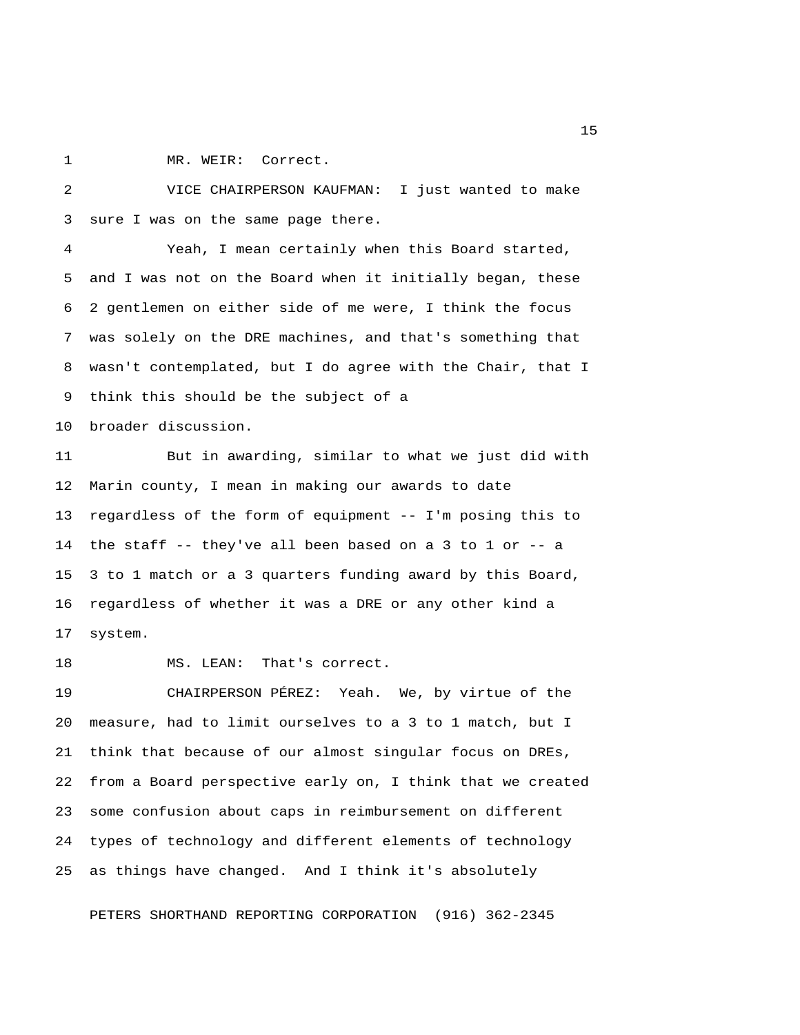MR. WEIR: Correct.

VICE CHAIRPERSON KAUFMAN: I just wanted to make sure I was on the same page there.

Yeah, I mean certainly when this Board started, and I was not on the Board when it initially began, these 2 gentlemen on either side of me were, I think the focus was solely on the DRE machines, and that's something that wasn't contemplated, but I do agree with the Chair, that I think this should be the subject of a broader discussion.

But in awarding, similar to what we just did with Marin county, I mean in making our awards to date regardless of the form of equipment -- I'm posing this to the staff -- they've all been based on a 3 to 1 or -- a 3 to 1 match or a 3 quarters funding award by this Board, regardless of whether it was a DRE or any other kind a system.

MS. LEAN: That's correct.

CHAIRPERSON PÉREZ: Yeah. We, by virtue of the measure, had to limit ourselves to a 3 to 1 match, but I think that because of our almost singular focus on DREs, from a Board perspective early on, I think that we created some confusion about caps in reimbursement on different types of technology and different elements of technology as things have changed. And I think it's absolutely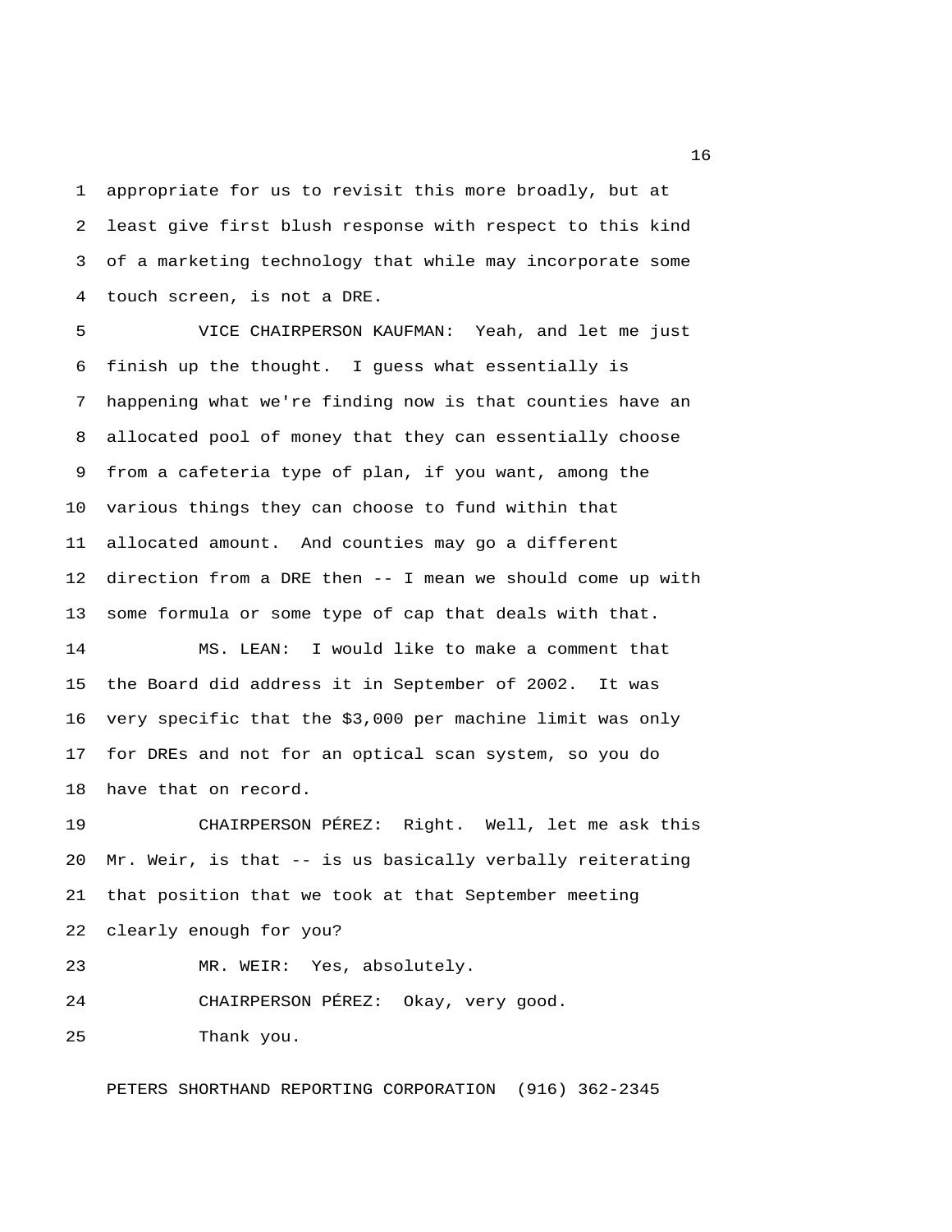appropriate for us to revisit this more broadly, but at least give first blush response with respect to this kind of a marketing technology that while may incorporate some touch screen, is not a DRE.

VICE CHAIRPERSON KAUFMAN: Yeah, and let me just finish up the thought. I guess what essentially is happening what we're finding now is that counties have an allocated pool of money that they can essentially choose from a cafeteria type of plan, if you want, among the various things they can choose to fund within that allocated amount. And counties may go a different direction from a DRE then -- I mean we should come up with some formula or some type of cap that deals with that.

MS. LEAN: I would like to make a comment that the Board did address it in September of 2002. It was very specific that the $3,000 per machine limit was only for DREs and not for an optical scan system, so you do have that on record.

CHAIRPERSON PÉREZ: Right. Well, let me ask this Mr. Weir, is that -- is us basically verbally reiterating that position that we took at that September meeting clearly enough for you?

MR. WEIR: Yes, absolutely.

CHAIRPERSON PÉREZ: Okay, very good.

Thank you.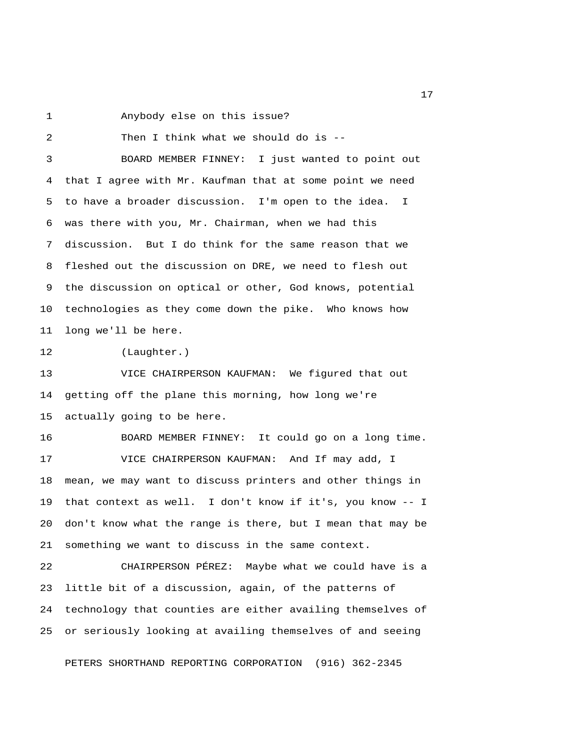Anybody else on this issue?

Then I think what we should do is --

BOARD MEMBER FINNEY: I just wanted to point out that I agree with Mr. Kaufman that at some point we need to have a broader discussion. I'm open to the idea. I was there with you, Mr. Chairman, when we had this discussion. But I do think for the same reason that we fleshed out the discussion on DRE, we need to flesh out the discussion on optical or other, God knows, potential technologies as they come down the pike. Who knows how long we'll be here.

(Laughter.)

VICE CHAIRPERSON KAUFMAN: We figured that out getting off the plane this morning, how long we're actually going to be here.

BOARD MEMBER FINNEY: It could go on a long time.

VICE CHAIRPERSON KAUFMAN: And If may add, I mean, we may want to discuss printers and other things in that context as well. I don't know if it's, you know -- I don't know what the range is there, but I mean that may be something we want to discuss in the same context.

CHAIRPERSON PÉREZ: Maybe what we could have is a little bit of a discussion, again, of the patterns of technology that counties are either availing themselves of or seriously looking at availing themselves of and seeing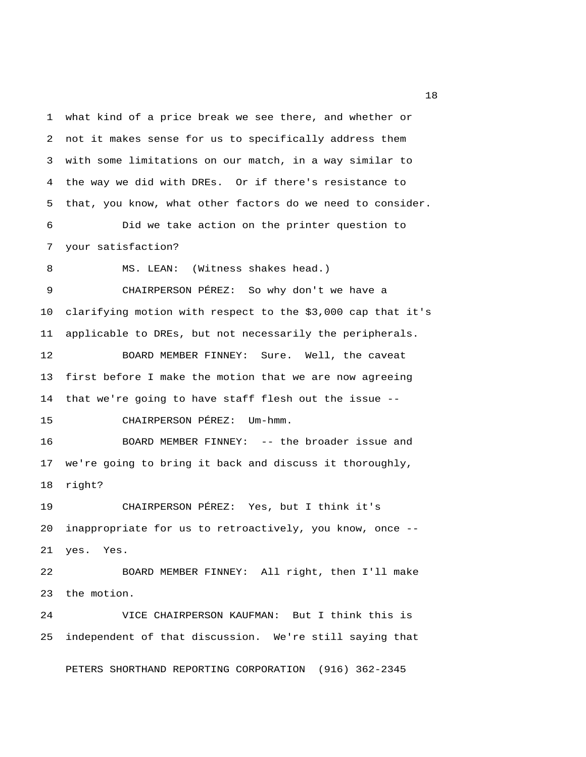what kind of a price break we see there, and whether or not it makes sense for us to specifically address them with some limitations on our match, in a way similar to the way we did with DREs. Or if there's resistance to that, you know, what other factors do we need to consider.

Did we take action on the printer question to your satisfaction?

MS. LEAN: (Witness shakes head.)

CHAIRPERSON PÉREZ: So why don't we have a clarifying motion with respect to the $3,000 cap that it's applicable to DREs, but not necessarily the peripherals.

BOARD MEMBER FINNEY: Sure. Well, the caveat first before I make the motion that we are now agreeing that we're going to have staff flesh out the issue --

CHAIRPERSON PÉREZ: Um-hmm.

BOARD MEMBER FINNEY: -- the broader issue and we're going to bring it back and discuss it thoroughly, right?

CHAIRPERSON PÉREZ: Yes, but I think it's inappropriate for us to retroactively, you know, once -- yes. Yes.

BOARD MEMBER FINNEY: All right, then I'll make the motion.

VICE CHAIRPERSON KAUFMAN: But I think this is independent of that discussion. We're still saying that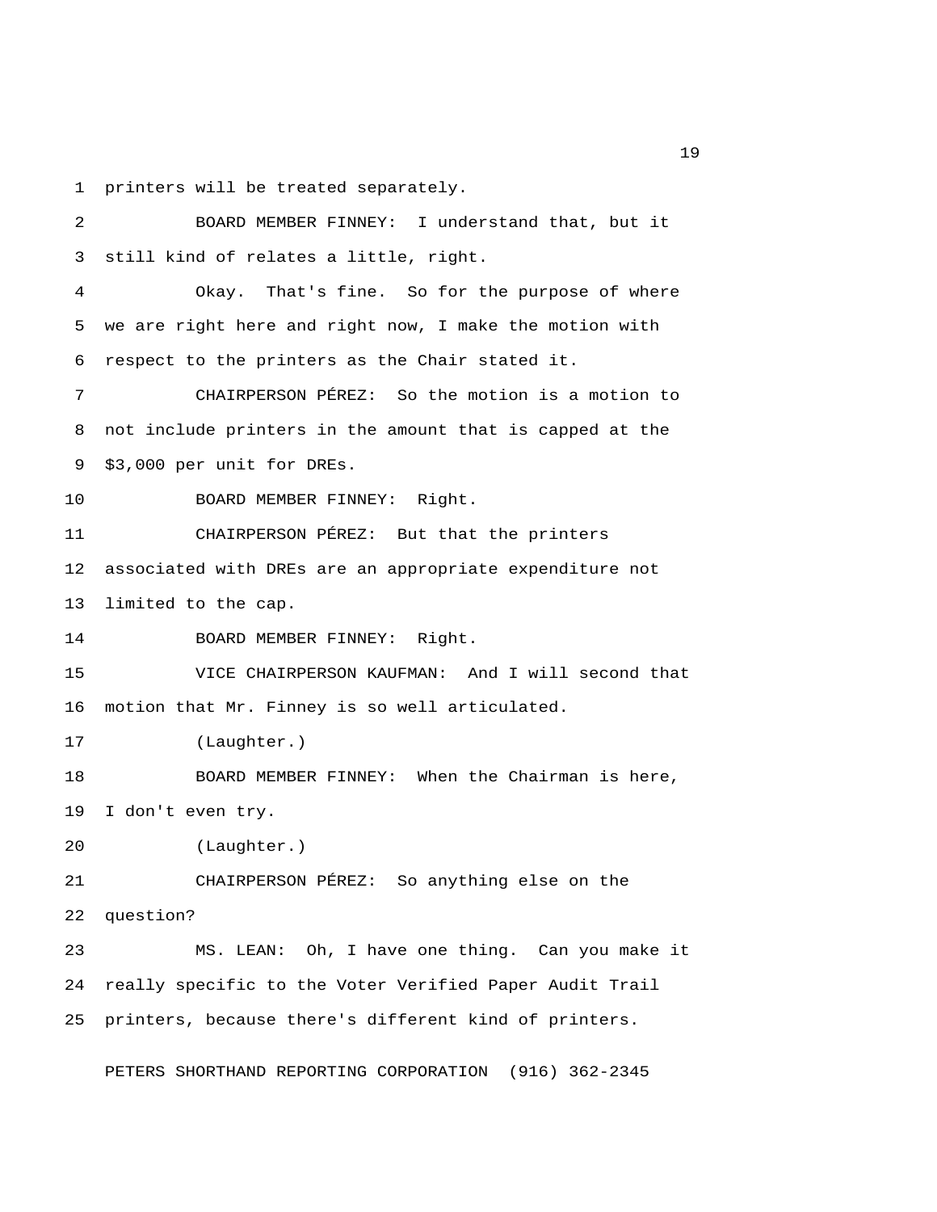printers will be treated separately.

BOARD MEMBER FINNEY: I understand that, but it still kind of relates a little, right.

Okay. That's fine. So for the purpose of where we are right here and right now, I make the motion with respect to the printers as the Chair stated it.

CHAIRPERSON PÉREZ: So the motion is a motion to not include printers in the amount that is capped at the $3,000 per unit for DREs.

BOARD MEMBER FINNEY: Right.

CHAIRPERSON PÉREZ: But that the printers associated with DREs are an appropriate expenditure not limited to the cap.

BOARD MEMBER FINNEY: Right.

VICE CHAIRPERSON KAUFMAN: And I will second that motion that Mr. Finney is so well articulated.

(Laughter.)

BOARD MEMBER FINNEY: When the Chairman is here, I don't even try.

(Laughter.)

CHAIRPERSON PÉREZ: So anything else on the question?

MS. LEAN: Oh, I have one thing. Can you make it really specific to the Voter Verified Paper Audit Trail printers, because there's different kind of printers.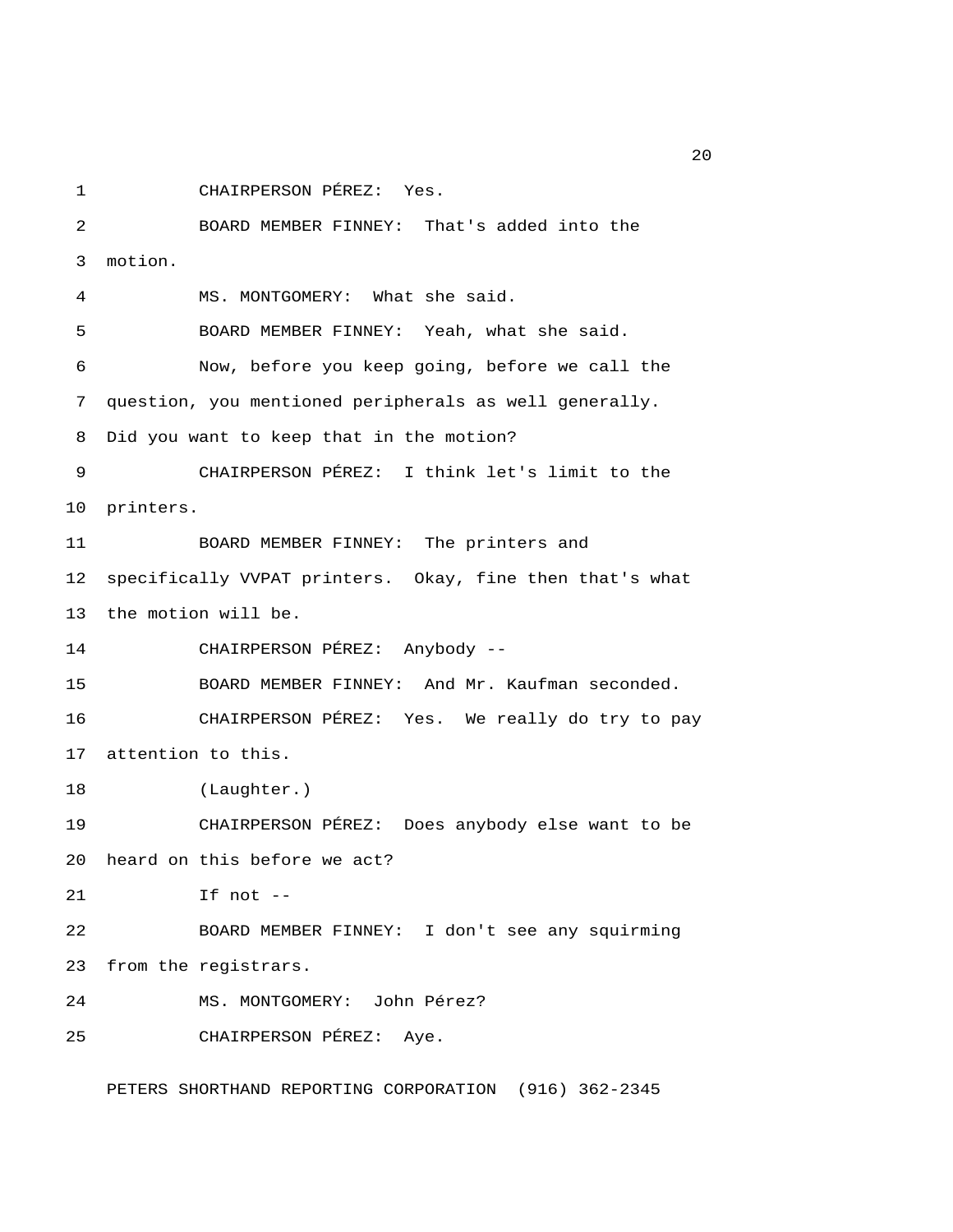CHAIRPERSON PÉREZ: Yes.

BOARD MEMBER FINNEY: That's added into the motion.

MS. MONTGOMERY: What she said.

BOARD MEMBER FINNEY: Yeah, what she said.

Now, before you keep going, before we call the question, you mentioned peripherals as well generally. Did you want to keep that in the motion?

CHAIRPERSON PÉREZ: I think let's limit to the printers.

BOARD MEMBER FINNEY: The printers and specifically VVPAT printers. Okay, fine then that's what the motion will be.

CHAIRPERSON PÉREZ: Anybody --

BOARD MEMBER FINNEY: And Mr. Kaufman seconded.

CHAIRPERSON PÉREZ: Yes. We really do try to pay attention to this.

(Laughter.)

CHAIRPERSON PÉREZ: Does anybody else want to be heard on this before we act?

If not --

BOARD MEMBER FINNEY: I don't see any squirming from the registrars.

MS. MONTGOMERY: John Pérez?

CHAIRPERSON PÉREZ: Aye.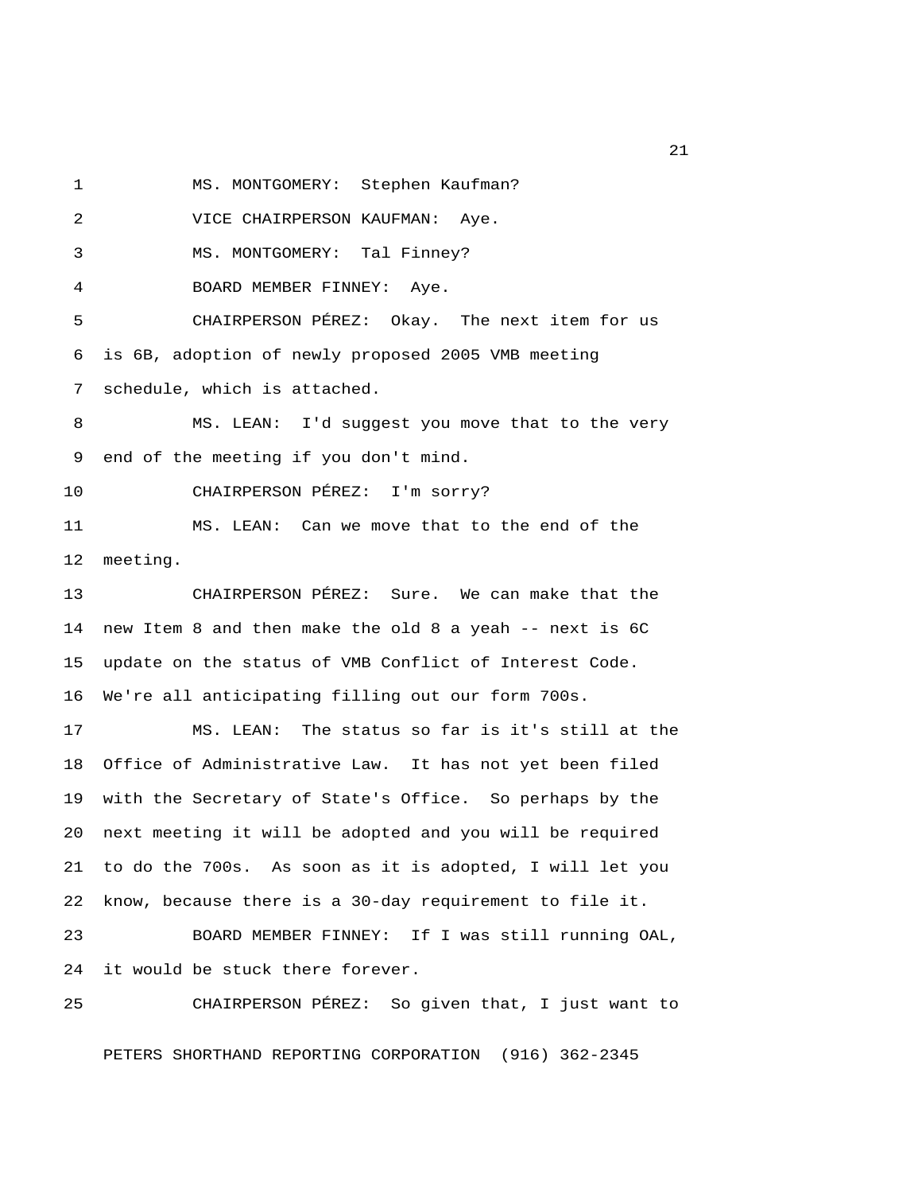MS. MONTGOMERY: Stephen Kaufman?

VICE CHAIRPERSON KAUFMAN: Aye.

MS. MONTGOMERY: Tal Finney?

BOARD MEMBER FINNEY: Aye.

CHAIRPERSON PÉREZ: Okay. The next item for us is 6B, adoption of newly proposed 2005 VMB meeting schedule, which is attached.

MS. LEAN: I'd suggest you move that to the very end of the meeting if you don't mind.

CHAIRPERSON PÉREZ: I'm sorry?

MS. LEAN: Can we move that to the end of the meeting.

CHAIRPERSON PÉREZ: Sure. We can make that the new Item 8 and then make the old 8 a yeah -- next is 6C update on the status of VMB Conflict of Interest Code. We're all anticipating filling out our form 700s.

MS. LEAN: The status so far is it's still at the Office of Administrative Law. It has not yet been filed with the Secretary of State's Office. So perhaps by the next meeting it will be adopted and you will be required to do the 700s. As soon as it is adopted, I will let you know, because there is a 30-day requirement to file it.

BOARD MEMBER FINNEY: If I was still running OAL, it would be stuck there forever.

CHAIRPERSON PÉREZ: So given that, I just want to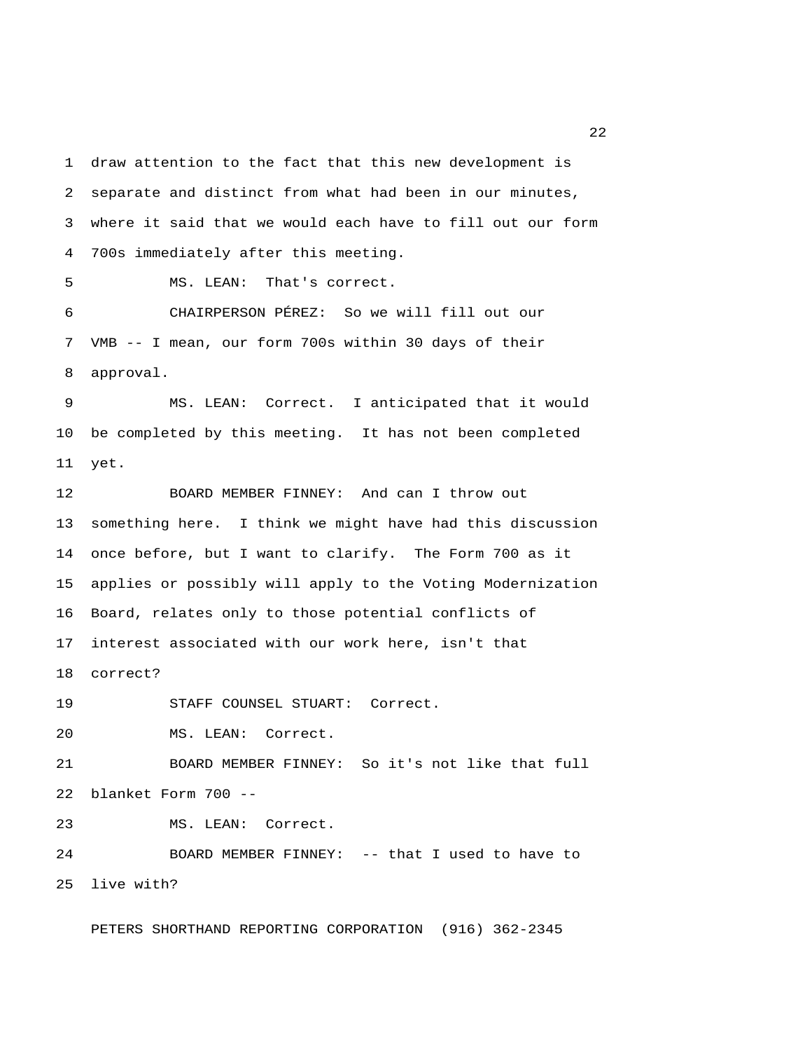draw attention to the fact that this new development is separate and distinct from what had been in our minutes, where it said that we would each have to fill out our form 700s immediately after this meeting.

MS. LEAN: That's correct.

CHAIRPERSON PÉREZ: So we will fill out our VMB -- I mean, our form 700s within 30 days of their approval.

MS. LEAN: Correct. I anticipated that it would be completed by this meeting. It has not been completed yet.

BOARD MEMBER FINNEY: And can I throw out something here. I think we might have had this discussion once before, but I want to clarify. The Form 700 as it applies or possibly will apply to the Voting Modernization Board, relates only to those potential conflicts of interest associated with our work here, isn't that correct?

STAFF COUNSEL STUART: Correct.

MS. LEAN: Correct.

BOARD MEMBER FINNEY: So it's not like that full blanket Form 700 --

MS. LEAN: Correct.

BOARD MEMBER FINNEY: -- that I used to have to live with?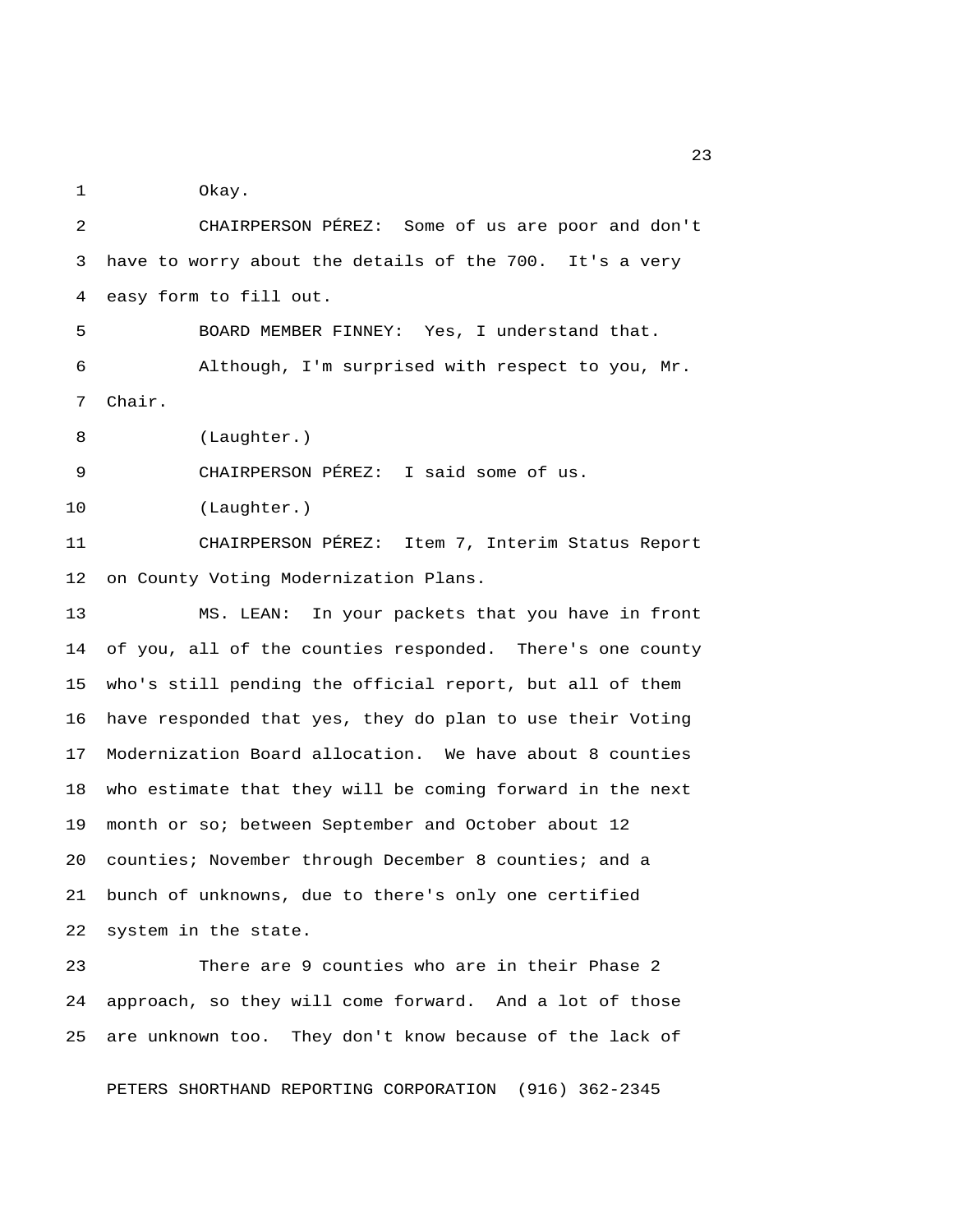Okay.

CHAIRPERSON PÉREZ: Some of us are poor and don't have to worry about the details of the 700. It's a very easy form to fill out.

BOARD MEMBER FINNEY: Yes, I understand that.

Although, I'm surprised with respect to you, Mr. Chair.

(Laughter.)

CHAIRPERSON PÉREZ: I said some of us.

(Laughter.)

CHAIRPERSON PÉREZ: Item 7, Interim Status Report on County Voting Modernization Plans.

MS. LEAN: In your packets that you have in front of you, all of the counties responded. There's one county who's still pending the official report, but all of them have responded that yes, they do plan to use their Voting Modernization Board allocation. We have about 8 counties who estimate that they will be coming forward in the next month or so; between September and October about 12 counties; November through December 8 counties; and a bunch of unknowns, due to there's only one certified system in the state.

There are 9 counties who are in their Phase 2 approach, so they will come forward. And a lot of those are unknown too. They don't know because of the lack of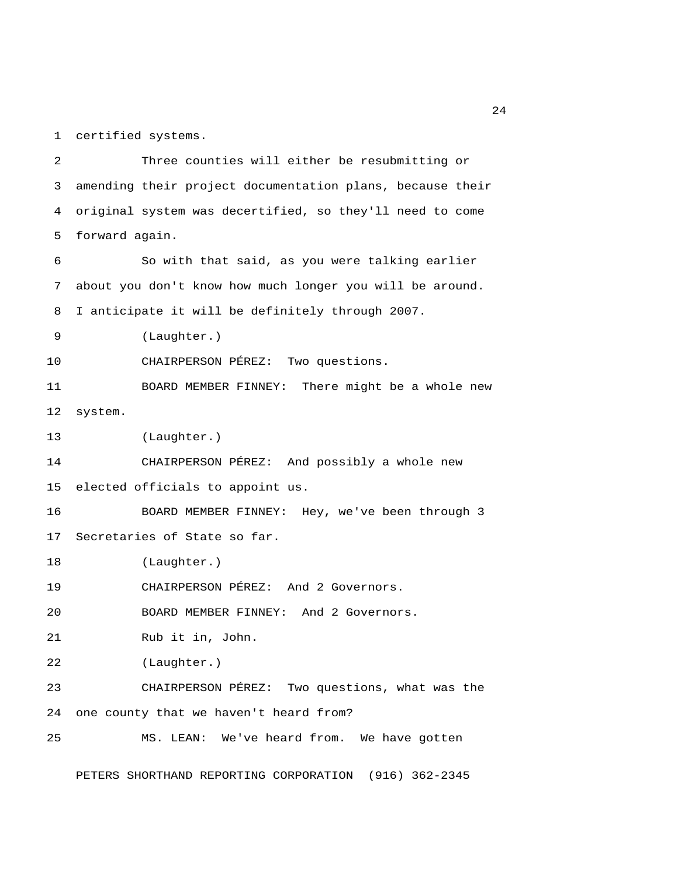certified systems.

Three counties will either be resubmitting or amending their project documentation plans, because their original system was decertified, so they'll need to come forward again.

So with that said, as you were talking earlier about you don't know how much longer you will be around. I anticipate it will be definitely through 2007.

(Laughter.)

CHAIRPERSON PÉREZ: Two questions.

BOARD MEMBER FINNEY: There might be a whole new system.

(Laughter.)

CHAIRPERSON PÉREZ: And possibly a whole new elected officials to appoint us.

BOARD MEMBER FINNEY: Hey, we've been through 3 Secretaries of State so far.

(Laughter.)

CHAIRPERSON PÉREZ: And 2 Governors.

BOARD MEMBER FINNEY: And 2 Governors.

Rub it in, John.

(Laughter.)

CHAIRPERSON PÉREZ: Two questions, what was the one county that we haven't heard from?

MS. LEAN: We've heard from. We have gotten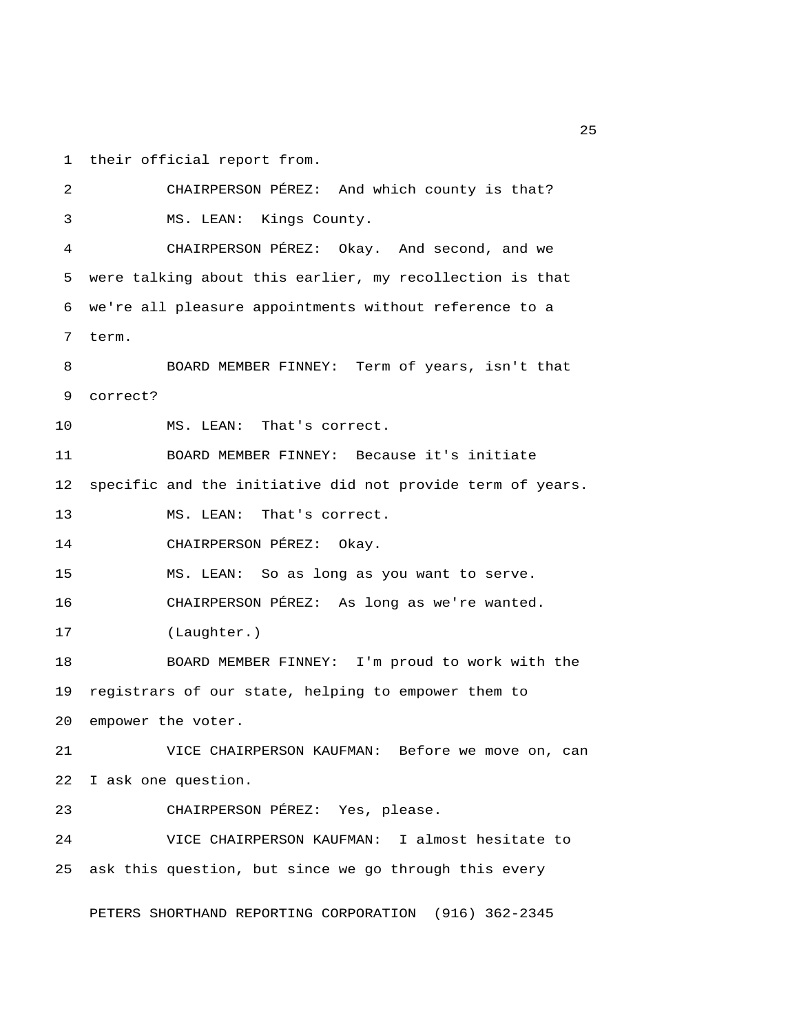their official report from.

CHAIRPERSON PÉREZ: And which county is that?

MS. LEAN: Kings County.

CHAIRPERSON PÉREZ: Okay. And second, and we were talking about this earlier, my recollection is that we're all pleasure appointments without reference to a term.

BOARD MEMBER FINNEY: Term of years, isn't that correct?

MS. LEAN: That's correct.

BOARD MEMBER FINNEY: Because it's initiate specific and the initiative did not provide term of years.

MS. LEAN: That's correct.

CHAIRPERSON PÉREZ: Okay.

MS. LEAN: So as long as you want to serve.

CHAIRPERSON PÉREZ: As long as we're wanted.

(Laughter.)

BOARD MEMBER FINNEY: I'm proud to work with the registrars of our state, helping to empower them to empower the voter.

VICE CHAIRPERSON KAUFMAN: Before we move on, can I ask one question.

CHAIRPERSON PÉREZ: Yes, please.

VICE CHAIRPERSON KAUFMAN: I almost hesitate to ask this question, but since we go through this every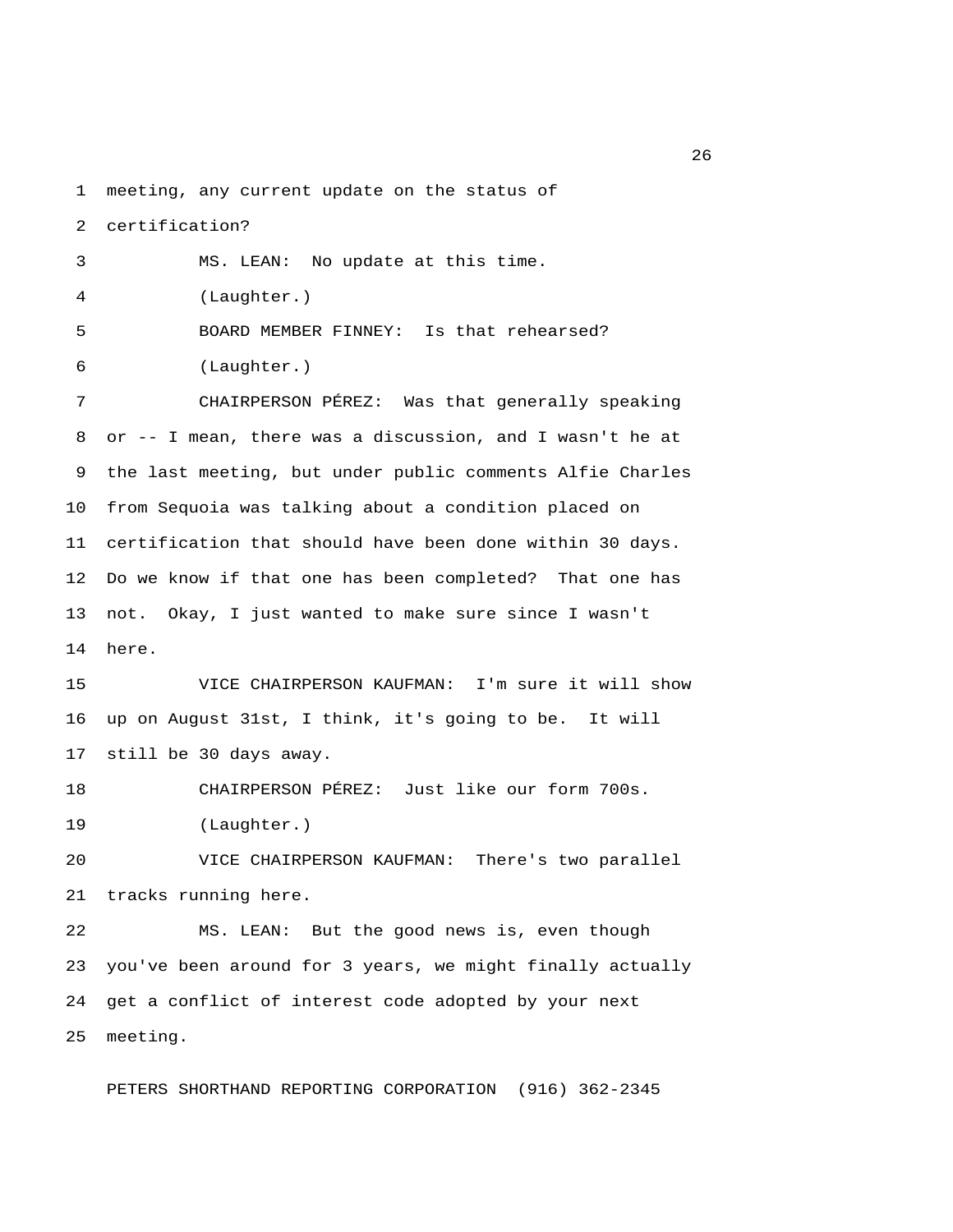meeting, any current update on the status of certification?

MS. LEAN: No update at this time.

(Laughter.)

BOARD MEMBER FINNEY: Is that rehearsed?

(Laughter.)

CHAIRPERSON PÉREZ: Was that generally speaking or -- I mean, there was a discussion, and I wasn't he at the last meeting, but under public comments Alfie Charles from Sequoia was talking about a condition placed on certification that should have been done within 30 days. Do we know if that one has been completed? That one has not. Okay, I just wanted to make sure since I wasn't here.

VICE CHAIRPERSON KAUFMAN: I'm sure it will show up on August 31st, I think, it's going to be. It will still be 30 days away.

CHAIRPERSON PÉREZ: Just like our form 700s.

(Laughter.)

VICE CHAIRPERSON KAUFMAN: There's two parallel tracks running here.

MS. LEAN: But the good news is, even though you've been around for 3 years, we might finally actually get a conflict of interest code adopted by your next meeting.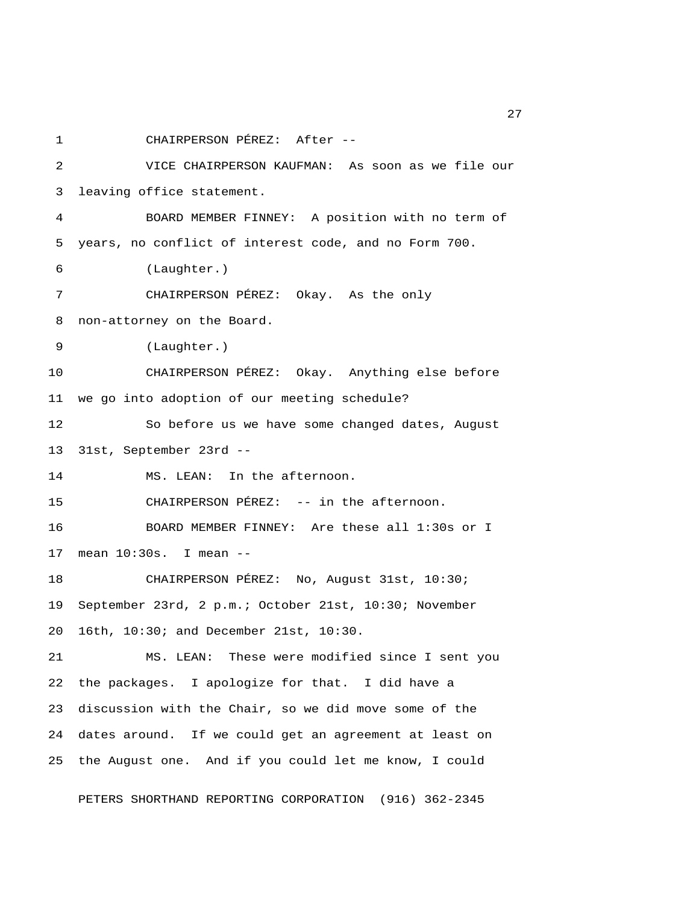1 CHAIRPERSON PÉREZ: After --

2 VICE CHAIRPERSON KAUFMAN: As soon as we file our

3 leaving office statement.

4 BOARD MEMBER FINNEY: A position with no term of

5 years, no conflict of interest code, and no Form 700.

6 (Laughter.)

7 CHAIRPERSON PÉREZ: Okay. As the only

8 non-attorney on the Board.

9 (Laughter.)

10 CHAIRPERSON PÉREZ: Okay. Anything else before

11 we go into adoption of our meeting schedule?

12 So before us we have some changed dates, August

13 31st, September 23rd --

14 MS. LEAN: In the afternoon.

15 CHAIRPERSON PÉREZ: -- in the afternoon.

16 BOARD MEMBER FINNEY: Are these all 1:30s or I

17 mean 10:30s. I mean --

18 CHAIRPERSON PÉREZ: No, August 31st, 10:30;

19 September 23rd, 2 p.m.; October 21st, 10:30; November

20 16th, 10:30; and December 21st, 10:30.

21 MS. LEAN: These were modified since I sent you

22 the packages. I apologize for that. I did have a

23 discussion with the Chair, so we did move some of the

24 dates around. If we could get an agreement at least on

25 the August one. And if you could let me know, I could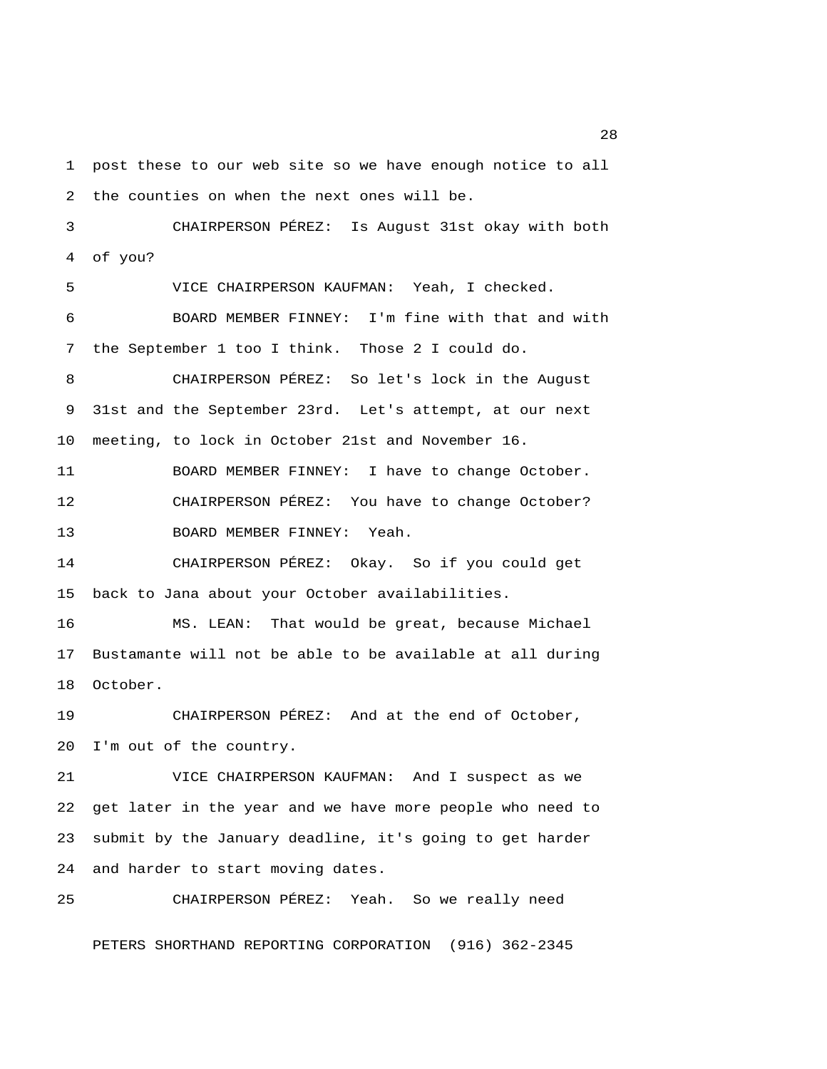post these to our web site so we have enough notice to all the counties on when the next ones will be.

CHAIRPERSON PÉREZ: Is August 31st okay with both of you?

VICE CHAIRPERSON KAUFMAN: Yeah, I checked.

BOARD MEMBER FINNEY: I'm fine with that and with the September 1 too I think. Those 2 I could do.

CHAIRPERSON PÉREZ: So let's lock in the August 31st and the September 23rd. Let's attempt, at our next meeting, to lock in October 21st and November 16.

BOARD MEMBER FINNEY: I have to change October.

CHAIRPERSON PÉREZ: You have to change October?

BOARD MEMBER FINNEY: Yeah.

CHAIRPERSON PÉREZ: Okay. So if you could get back to Jana about your October availabilities.

MS. LEAN: That would be great, because Michael Bustamante will not be able to be available at all during October.

CHAIRPERSON PÉREZ: And at the end of October, I'm out of the country.

VICE CHAIRPERSON KAUFMAN: And I suspect as we get later in the year and we have more people who need to submit by the January deadline, it's going to get harder and harder to start moving dates.

CHAIRPERSON PÉREZ: Yeah. So we really need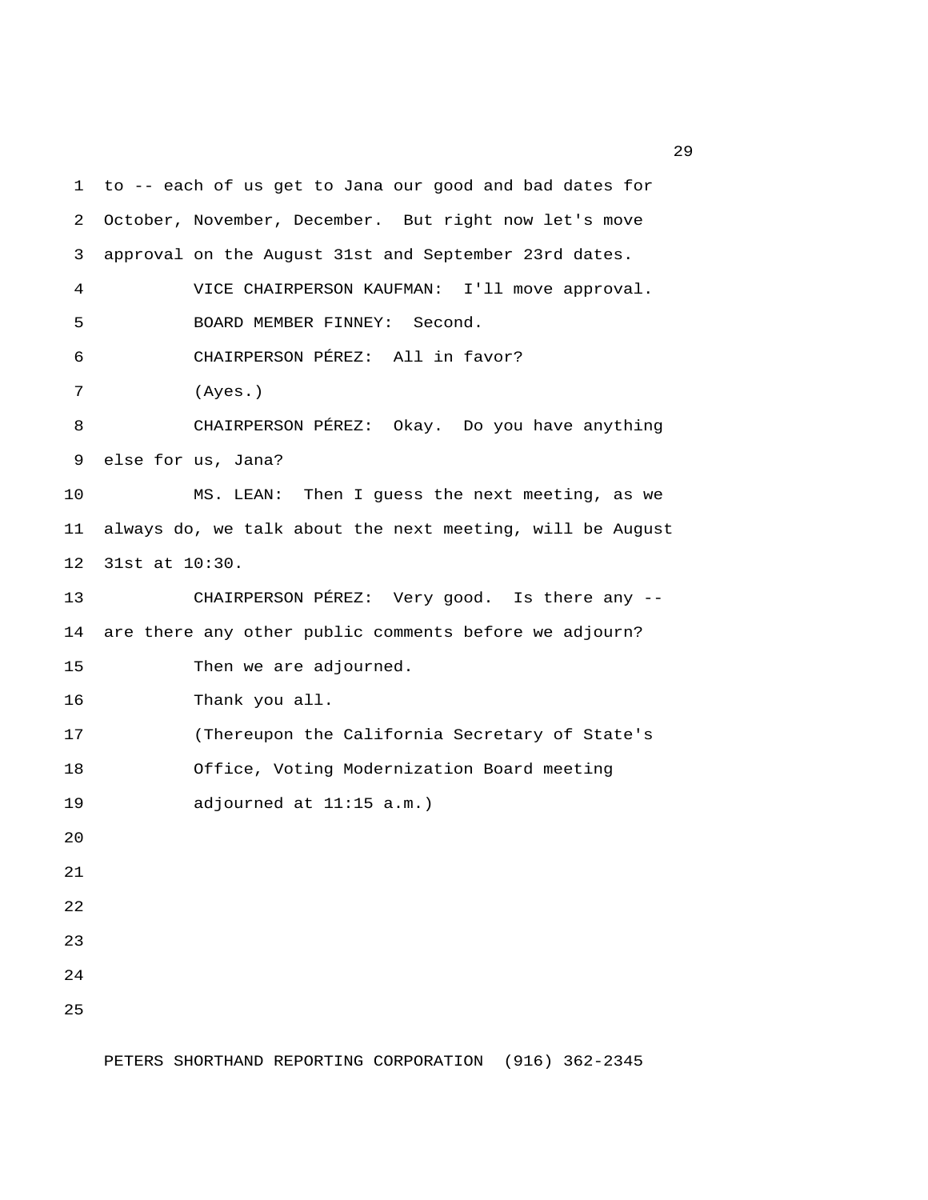to -- each of us get to Jana our good and bad dates for October, November, December. But right now let's move approval on the August 31st and September 23rd dates.

VICE CHAIRPERSON KAUFMAN: I'll move approval.

BOARD MEMBER FINNEY: Second.

CHAIRPERSON PÉREZ: All in favor?

(Ayes.)

CHAIRPERSON PÉREZ: Okay. Do you have anything else for us, Jana?

MS. LEAN: Then I guess the next meeting, as we always do, we talk about the next meeting, will be August 31st at 10:30.

CHAIRPERSON PÉREZ: Very good. Is there any -- are there any other public comments before we adjourn?

Then we are adjourned.

Thank you all.

(Thereupon the California Secretary of State's Office, Voting Modernization Board meeting adjourned at 11:15 a.m.)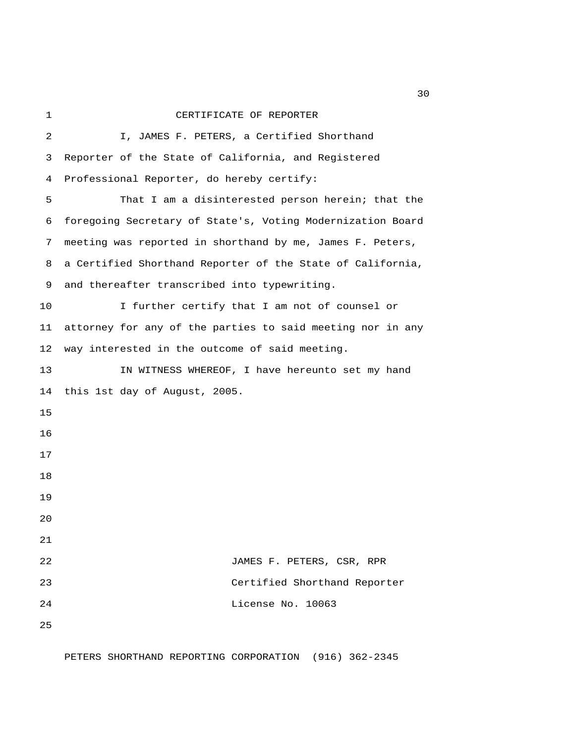# CERTIFICATE OF REPORTER

I, JAMES F. PETERS, a Certified Shorthand Reporter of the State of California, and Registered Professional Reporter, do hereby certify:

That I am a disinterested person herein; that the foregoing Secretary of State's, Voting Modernization Board meeting was reported in shorthand by me, James F. Peters, a Certified Shorthand Reporter of the State of California, and thereafter transcribed into typewriting.

I further certify that I am not of counsel or attorney for any of the parties to said meeting nor in any way interested in the outcome of said meeting.

IN WITNESS WHEREOF, I have hereunto set my hand this 1st day of August, 2005.

JAMES F. PETERS, CSR, RPR
Certified Shorthand Reporter
License No. 10063